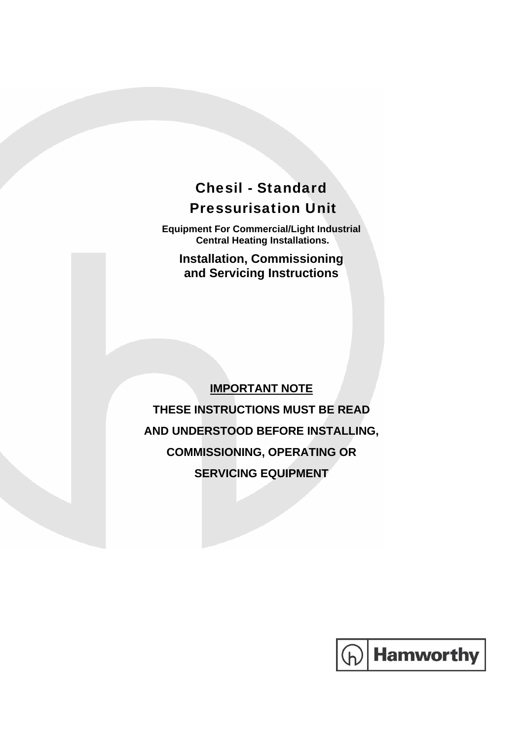# Chesil - Standard Pressurisation Unit

**Equipment For Commercial/Light Industrial Central Heating Installations.**

## Installation, Commissioning and Servicing Instructions

**IMPORTANT NOTE**

**THESE INSTRUCTIONS MUST BE READ AND UNDERSTOOD BEFORE INSTALLING, COMMISSIONING, OPERATING OR SERVICING EQUIPMENT**

Hamworthy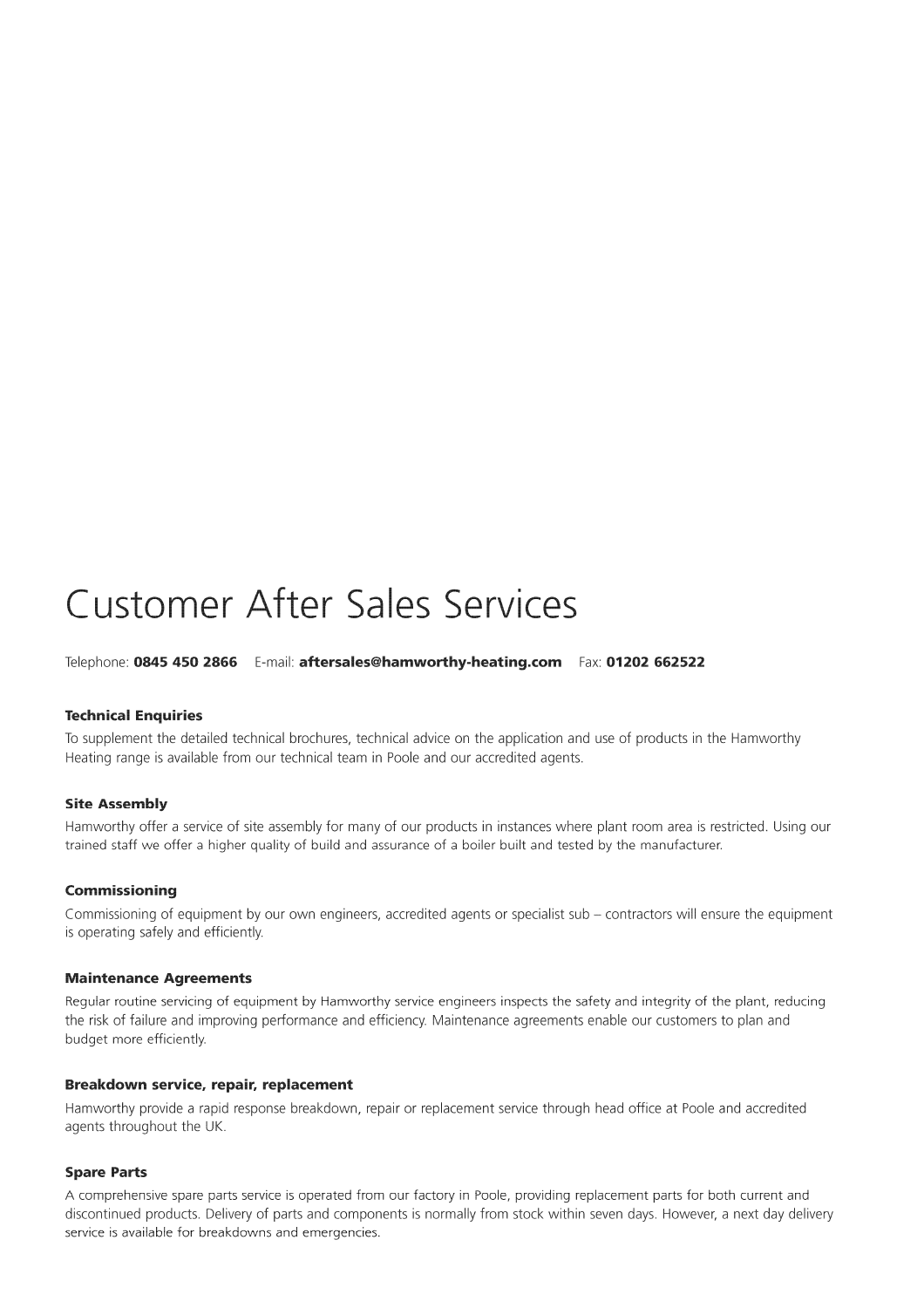# Customer After Sales Services

Telephone: **0845 450 2866** E-mail: **aftersales@hamworthy-heating.com** Fax: **01202 662522**

### Technical Enquiries

To supplement the detailed technical brochures, technical advice on the application and use of products in the Hamworthy Heating range is available from our technical team in Poole and our accredited agents.

### Site Assembly

Hamworthy offer a service of site assembly for many of our products in instances where plant room area is restricted. Using our trained staff we offer a higher quality of build and assurance of a boiler built and tested by the manufacturer.

### Commissioning

Commissioning of equipment by our own engineers, accredited agents or specialist sub – contractors will ensure the equipment is operating safely and efficiently.

### Maintenance Agreements

Regular routine servicing of equipment by Hamworthy service engineers inspects the safety and integrity of the plant, reducing the risk of failure and improving performance and efficiency. Maintenance agreements enable our customers to plan and budget more efficiently.

### Breakdown service, repair, replacement

Hamworthy provide a rapid response breakdown, repair or replacement service through head office at Poole and accredited agents throughout the UK.

### Spare Parts

A comprehensive spare parts service is operated from our factory in Poole, providing replacement parts for both current and discontinued products. Delivery of parts and components is normally from stock within seven days. However, a next day delivery service is available for breakdowns and emergencies.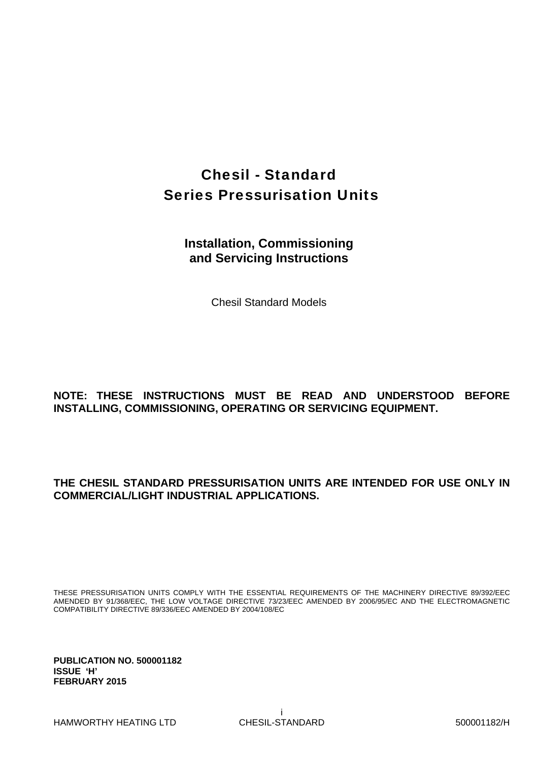# Chesil - Standard
# Series Pressurisation Units

## Installation, Commissioning and Servicing Instructions

Chesil Standard Models

**NOTE: THESE INSTRUCTIONS MUST BE READ AND UNDERSTOOD BEFORE INSTALLING, COMMISSIONING, OPERATING OR SERVICING EQUIPMENT.**

**THE CHESIL STANDARD PRESSURISATION UNITS ARE INTENDED FOR USE ONLY IN COMMERCIAL/LIGHT INDUSTRIAL APPLICATIONS.**

THESE PRESSURISATION UNITS COMPLY WITH THE ESSENTIAL REQUIREMENTS OF THE MACHINERY DIRECTIVE 89/392/EEC AMENDED BY 91/368/EEC, THE LOW VOLTAGE DIRECTIVE 73/23/EEC AMENDED BY 2006/95/EC AND THE ELECTROMAGNETIC COMPATIBILITY DIRECTIVE 89/336/EEC AMENDED BY 2004/108/EC

**PUBLICATION NO. 500001182**
**ISSUE 'H'**
**FEBRUARY 2015**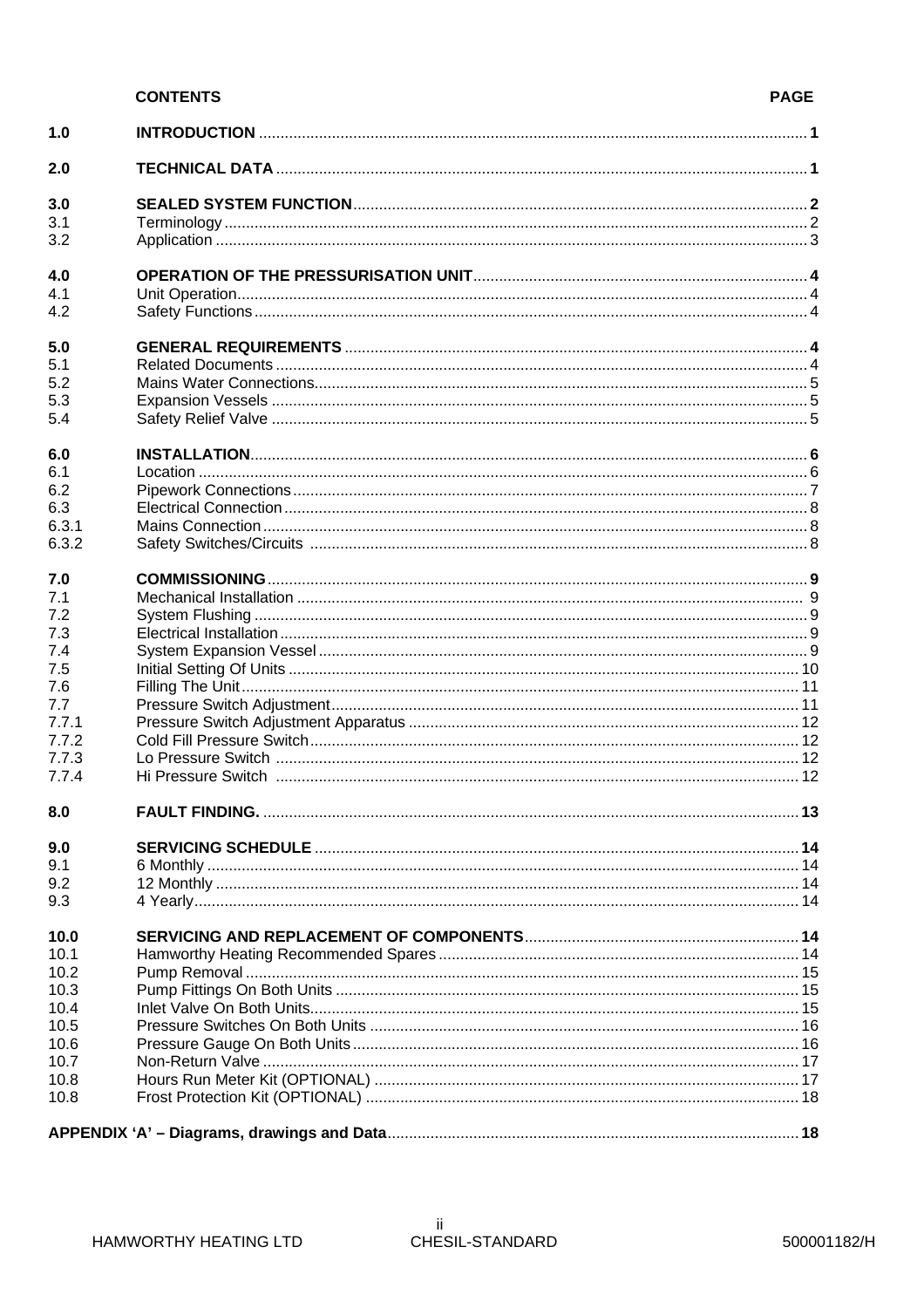| | CONTENTS | PAGE |
|---|---|---|
| **1.0** | **INTRODUCTION** | **1** |
| **2.0** | **TECHNICAL DATA** | **1** |
| **3.0** | **SEALED SYSTEM FUNCTION** | **2** |
| 3.1 | Terminology | 2 |
| 3.2 | Application | 3 |
| **4.0** | **OPERATION OF THE PRESSURISATION UNIT** | **4** |
| 4.1 | Unit Operation | 4 |
| 4.2 | Safety Functions | 4 |
| **5.0** | **GENERAL REQUIREMENTS** | **4** |
| 5.1 | Related Documents | 4 |
| 5.2 | Mains Water Connections | 5 |
| 5.3 | Expansion Vessels | 5 |
| 5.4 | Safety Relief Valve | 5 |
| **6.0** | **INSTALLATION** | **6** |
| 6.1 | Location | 6 |
| 6.2 | Pipework Connections | 7 |
| 6.3 | Electrical Connection | 8 |
| 6.3.1 | Mains Connection | 8 |
| 6.3.2 | Safety Switches/Circuits | 8 |
| **7.0** | **COMMISSIONING** | **9** |
| 7.1 | Mechanical Installation | 9 |
| 7.2 | System Flushing | 9 |
| 7.3 | Electrical Installation | 9 |
| 7.4 | System Expansion Vessel | 9 |
| 7.5 | Initial Setting Of Units | 10 |
| 7.6 | Filling The Unit | 11 |
| 7.7 | Pressure Switch Adjustment | 11 |
| 7.7.1 | Pressure Switch Adjustment Apparatus | 12 |
| 7.7.2 | Cold Fill Pressure Switch | 12 |
| 7.7.3 | Lo Pressure Switch | 12 |
| 7.7.4 | Hi Pressure Switch | 12 |
| **8.0** | **FAULT FINDING.** | **13** |
| **9.0** | **SERVICING SCHEDULE** | **14** |
| 9.1 | 6 Monthly | 14 |
| 9.2 | 12 Monthly | 14 |
| 9.3 | 4 Yearly | 14 |
| **10.0** | **SERVICING AND REPLACEMENT OF COMPONENTS** | **14** |
| 10.1 | Hamworthy Heating Recommended Spares | 14 |
| 10.2 | Pump Removal | 15 |
| 10.3 | Pump Fittings On Both Units | 15 |
| 10.4 | Inlet Valve On Both Units | 15 |
| 10.5 | Pressure Switches On Both Units | 16 |
| 10.6 | Pressure Gauge On Both Units | 16 |
| 10.7 | Non-Return Valve | 17 |
| 10.8 | Hours Run Meter Kit (OPTIONAL) | 17 |
| 10.8 | Frost Protection Kit (OPTIONAL) | 18 |
| **APPENDIX 'A' – Diagrams, drawings and Data** | | **18** |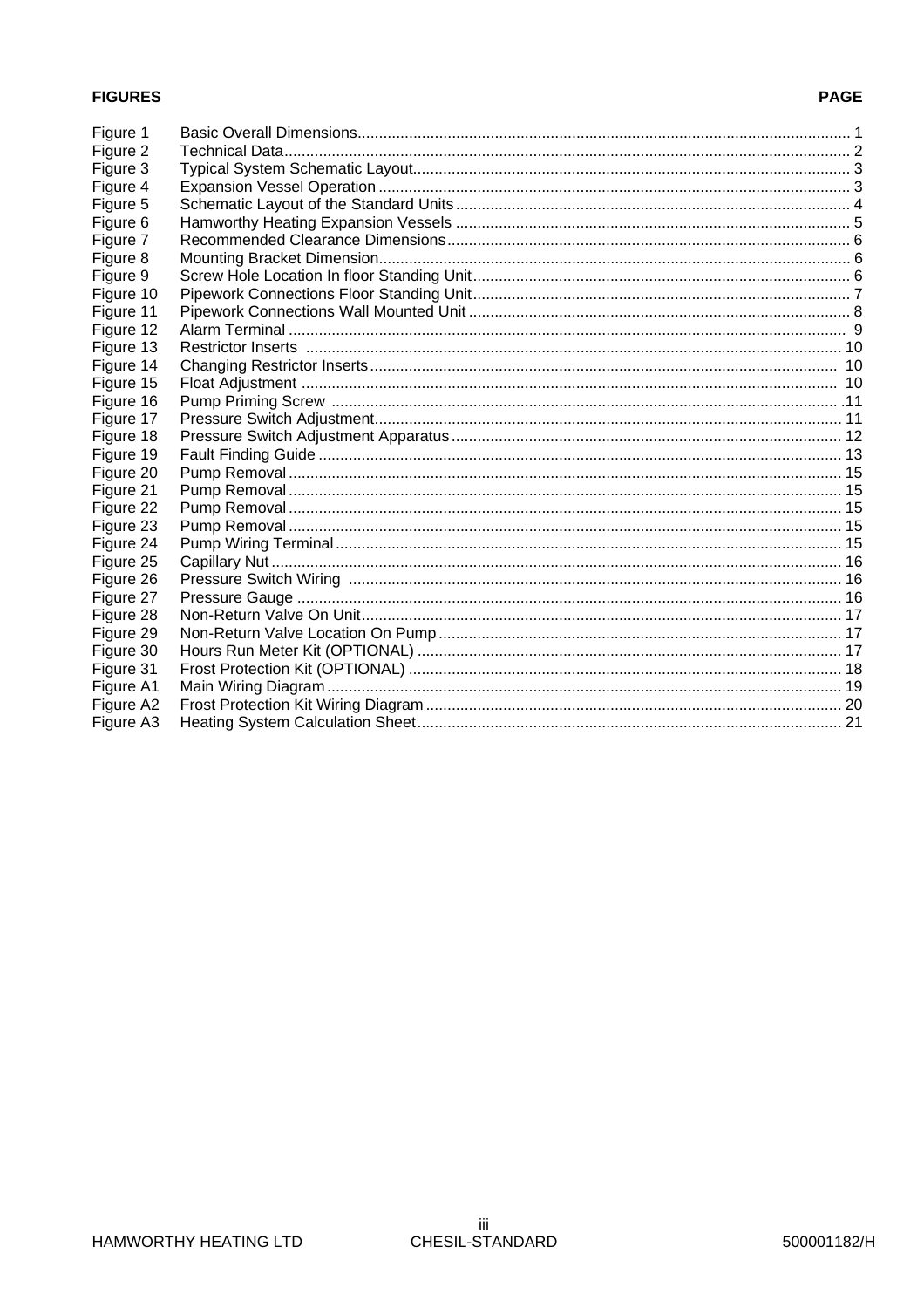| FIGURES | | PAGE |
|---|---|---|
| Figure 1 | Basic Overall Dimensions | 1 |
| Figure 2 | Technical Data | 2 |
| Figure 3 | Typical System Schematic Layout | 3 |
| Figure 4 | Expansion Vessel Operation | 3 |
| Figure 5 | Schematic Layout of the Standard Units | 4 |
| Figure 6 | Hamworthy Heating Expansion Vessels | 5 |
| Figure 7 | Recommended Clearance Dimensions | 6 |
| Figure 8 | Mounting Bracket Dimension | 6 |
| Figure 9 | Screw Hole Location In floor Standing Unit | 6 |
| Figure 10 | Pipework Connections Floor Standing Unit | 7 |
| Figure 11 | Pipework Connections Wall Mounted Unit | 8 |
| Figure 12 | Alarm Terminal | 9 |
| Figure 13 | Restrictor Inserts | 10 |
| Figure 14 | Changing Restrictor Inserts | 10 |
| Figure 15 | Float Adjustment | 10 |
| Figure 16 | Pump Priming Screw | 11 |
| Figure 17 | Pressure Switch Adjustment | 11 |
| Figure 18 | Pressure Switch Adjustment Apparatus | 12 |
| Figure 19 | Fault Finding Guide | 13 |
| Figure 20 | Pump Removal | 15 |
| Figure 21 | Pump Removal | 15 |
| Figure 22 | Pump Removal | 15 |
| Figure 23 | Pump Removal | 15 |
| Figure 24 | Pump Wiring Terminal | 15 |
| Figure 25 | Capillary Nut | 16 |
| Figure 26 | Pressure Switch Wiring | 16 |
| Figure 27 | Pressure Gauge | 16 |
| Figure 28 | Non-Return Valve On Unit | 17 |
| Figure 29 | Non-Return Valve Location On Pump | 17 |
| Figure 30 | Hours Run Meter Kit (OPTIONAL) | 17 |
| Figure 31 | Frost Protection Kit (OPTIONAL) | 18 |
| Figure A1 | Main Wiring Diagram | 19 |
| Figure A2 | Frost Protection Kit Wiring Diagram | 20 |
| Figure A3 | Heating System Calculation Sheet | 21 |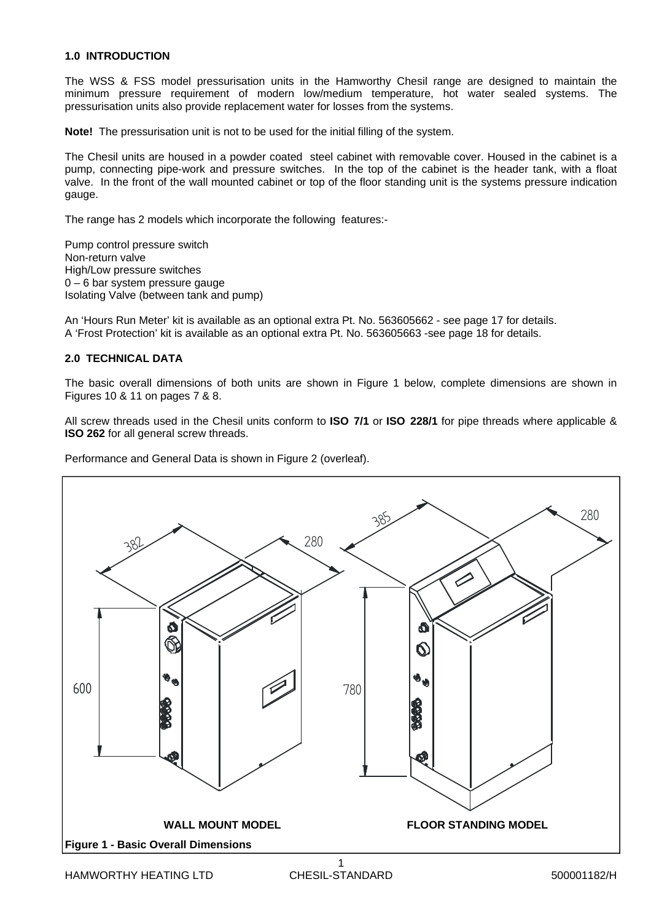## 1.0 INTRODUCTION

The WSS & FSS model pressurisation units in the Hamworthy Chesil range are designed to maintain the minimum pressure requirement of modern low/medium temperature, hot water sealed systems. The pressurisation units also provide replacement water for losses from the systems.

**Note!** The pressurisation unit is not to be used for the initial filling of the system.

The Chesil units are housed in a powder coated steel cabinet with removable cover. Housed in the cabinet is a pump, connecting pipe-work and pressure switches. In the top of the cabinet is the header tank, with a float valve. In the front of the wall mounted cabinet or top of the floor standing unit is the systems pressure indication gauge.

The range has 2 models which incorporate the following features:-

Pump control pressure switch
Non-return valve
High/Low pressure switches
0 – 6 bar system pressure gauge
Isolating Valve (between tank and pump)

An 'Hours Run Meter' kit is available as an optional extra Pt. No. 563605662 - see page 17 for details.
A 'Frost Protection' kit is available as an optional extra Pt. No. 563605663 -see page 18 for details.

## 2.0 TECHNICAL DATA

The basic overall dimensions of both units are shown in Figure 1 below, complete dimensions are shown in Figures 10 & 11 on pages 7 & 8.

All screw threads used in the Chesil units conform to **ISO 7/1** or **ISO 228/1** for pipe threads where applicable & **ISO 262** for all general screw threads.

Performance and General Data is shown in Figure 2 (overleaf).

382 280 385 280

600 780

WALL MOUNT MODEL FLOOR STANDING MODEL

**Figure 1 - Basic Overall Dimensions**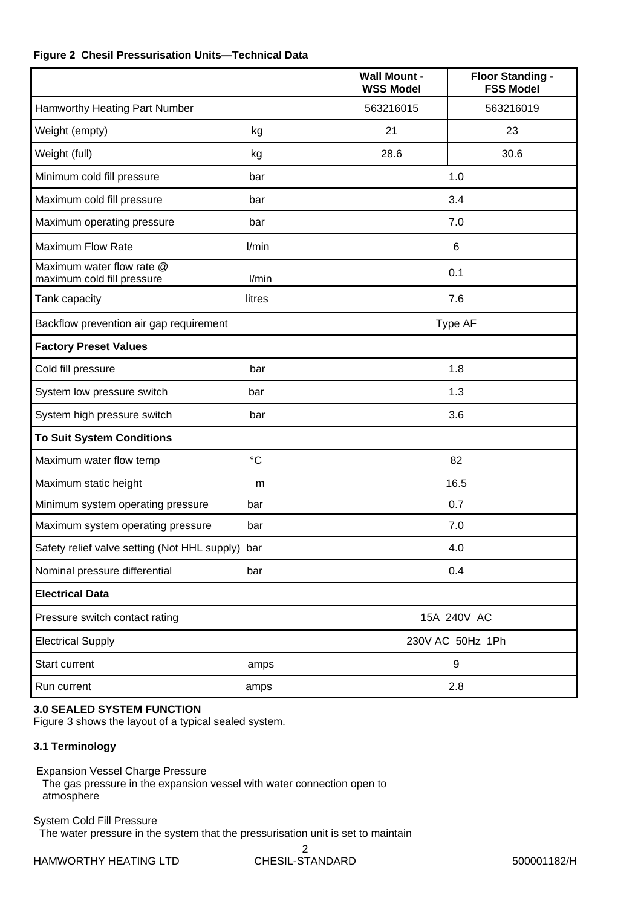**Figure 2 Chesil Pressurisation Units—Technical Data**

| | | Wall Mount - WSS Model | Floor Standing - FSS Model |
|---|---|---|---|
| Hamworthy Heating Part Number | | 563216015 | 563216019 |
| Weight (empty) | kg | 21 | 23 |
| Weight (full) | kg | 28.6 | 30.6 |
| Minimum cold fill pressure | bar | 1.0 | |
| Maximum cold fill pressure | bar | 3.4 | |
| Maximum operating pressure | bar | 7.0 | |
| Maximum Flow Rate | l/min | 6 | |
| Maximum water flow rate @ maximum cold fill pressure | l/min | 0.1 | |
| Tank capacity | litres | 7.6 | |
| Backflow prevention air gap requirement | | Type AF | |
| **Factory Preset Values** | | | |
| Cold fill pressure | bar | 1.8 | |
| System low pressure switch | bar | 1.3 | |
| System high pressure switch | bar | 3.6 | |
| **To Suit System Conditions** | | | |
| Maximum water flow temp | °C | 82 | |
| Maximum static height | m | 16.5 | |
| Minimum system operating pressure | bar | 0.7 | |
| Maximum system operating pressure | bar | 7.0 | |
| Safety relief valve setting (Not HHL supply) | bar | 4.0 | |
| Nominal pressure differential | bar | 0.4 | |
| **Electrical Data** | | | |
| Pressure switch contact rating | | 15A 240V AC | |
| Electrical Supply | | 230V AC 50Hz 1Ph | |
| Start current | amps | 9 | |
| Run current | amps | 2.8 | |

### 3.0 SEALED SYSTEM FUNCTION

Figure 3 shows the layout of a typical sealed system.

### 3.1 Terminology

Expansion Vessel Charge Pressure
The gas pressure in the expansion vessel with water connection open to atmosphere

System Cold Fill Pressure
The water pressure in the system that the pressurisation unit is set to maintain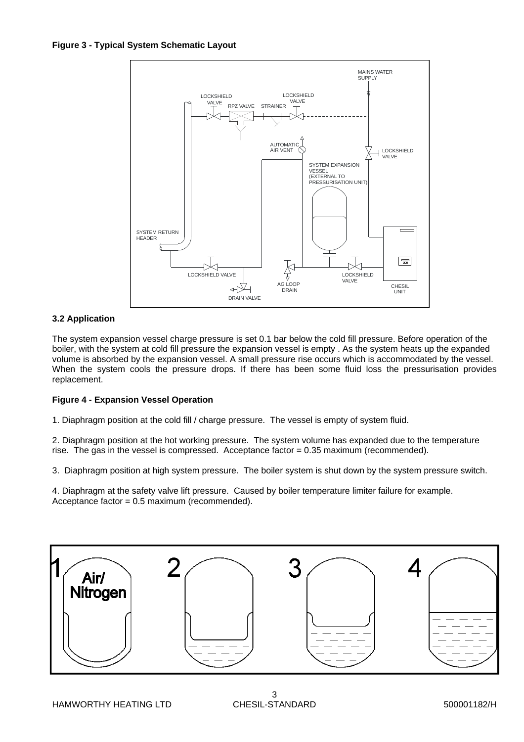**Figure 3 - Typical System Schematic Layout**

MAINS WATER SUPPLY

LOCKSHIELD VALVE

RPZ VALVE

STRAINER

LOCKSHIELD VALVE

AUTOMATIC AIR VENT

LOCKSHIELD VALVE

SYSTEM EXPANSION VESSEL (EXTERNAL TO PRESSURISATION UNIT)

SYSTEM RETURN HEADER

LOCKSHIELD VALVE

AG LOOP DRAIN

LOCKSHIELD VALVE

CHESIL UNIT

DRAIN VALVE

## 3.2 Application

The system expansion vessel charge pressure is set 0.1 bar below the cold fill pressure. Before operation of the boiler, with the system at cold fill pressure the expansion vessel is empty . As the system heats up the expanded volume is absorbed by the expansion vessel. A small pressure rise occurs which is accommodated by the vessel. When the system cools the pressure drops. If there has been some fluid loss the pressurisation provides replacement.

**Figure 4 - Expansion Vessel Operation**

1. Diaphragm position at the cold fill / charge pressure. The vessel is empty of system fluid.

2. Diaphragm position at the hot working pressure. The system volume has expanded due to the temperature rise. The gas in the vessel is compressed. Acceptance factor = 0.35 maximum (recommended).

3. Diaphragm position at high system pressure. The boiler system is shut down by the system pressure switch.

4. Diaphragm at the safety valve lift pressure. Caused by boiler temperature limiter failure for example. Acceptance factor = 0.5 maximum (recommended).

1 Air/ Nitrogen 2 3 4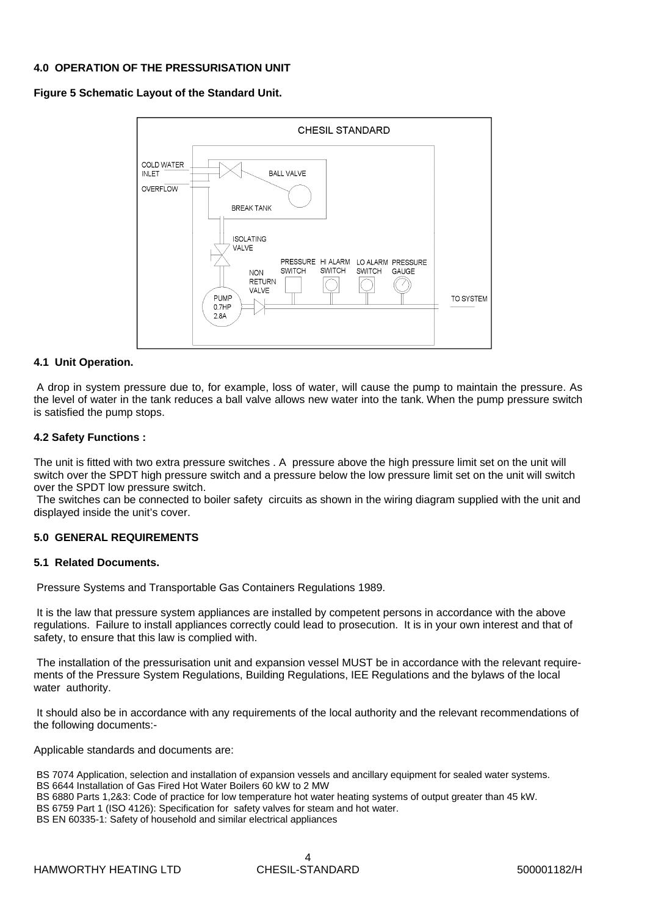## 4.0 OPERATION OF THE PRESSURISATION UNIT

**Figure 5 Schematic Layout of the Standard Unit.**

CHESIL STANDARD

COLD WATER INLET

OVERFLOW

BALL VALVE

BREAK TANK

ISOLATING VALVE

PRESSURE SWITCH

HI ALARM SWITCH

LO ALARM SWITCH

PRESSURE GAUGE

NON RETURN VALVE

PUMP 0.7HP 2.8A

TO SYSTEM

### 4.1 Unit Operation.

A drop in system pressure due to, for example, loss of water, will cause the pump to maintain the pressure. As the level of water in the tank reduces a ball valve allows new water into the tank. When the pump pressure switch is satisfied the pump stops.

### 4.2 Safety Functions :

The unit is fitted with two extra pressure switches . A pressure above the high pressure limit set on the unit will switch over the SPDT high pressure switch and a pressure below the low pressure limit set on the unit will switch over the SPDT low pressure switch.

The switches can be connected to boiler safety circuits as shown in the wiring diagram supplied with the unit and displayed inside the unit's cover.

## 5.0 GENERAL REQUIREMENTS

### 5.1 Related Documents.

Pressure Systems and Transportable Gas Containers Regulations 1989.

It is the law that pressure system appliances are installed by competent persons in accordance with the above regulations. Failure to install appliances correctly could lead to prosecution. It is in your own interest and that of safety, to ensure that this law is complied with.

The installation of the pressurisation unit and expansion vessel MUST be in accordance with the relevant requirements of the Pressure System Regulations, Building Regulations, IEE Regulations and the bylaws of the local water authority.

It should also be in accordance with any requirements of the local authority and the relevant recommendations of the following documents:-

Applicable standards and documents are:

BS 7074 Application, selection and installation of expansion vessels and ancillary equipment for sealed water systems.
BS 6644 Installation of Gas Fired Hot Water Boilers 60 kW to 2 MW
BS 6880 Parts 1,2&3: Code of practice for low temperature hot water heating systems of output greater than 45 kW.
BS 6759 Part 1 (ISO 4126): Specification for safety valves for steam and hot water.
BS EN 60335-1: Safety of household and similar electrical appliances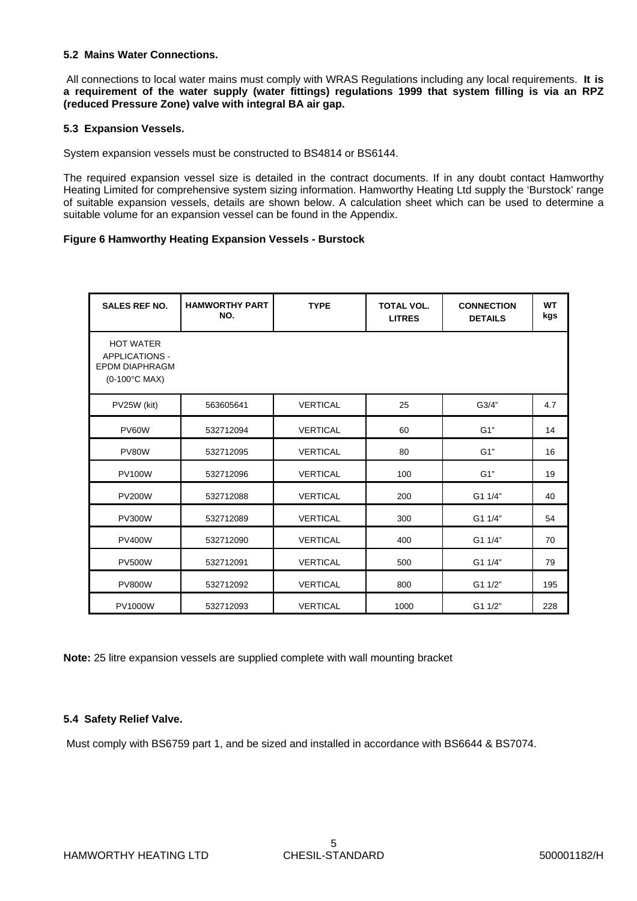### 5.2 Mains Water Connections.

All connections to local water mains must comply with WRAS Regulations including any local requirements. **It is a requirement of the water supply (water fittings) regulations 1999 that system filling is via an RPZ (reduced Pressure Zone) valve with integral BA air gap.**

### 5.3 Expansion Vessels.

System expansion vessels must be constructed to BS4814 or BS6144.

The required expansion vessel size is detailed in the contract documents. If in any doubt contact Hamworthy Heating Limited for comprehensive system sizing information. Hamworthy Heating Ltd supply the 'Burstock' range of suitable expansion vessels, details are shown below. A calculation sheet which can be used to determine a suitable volume for an expansion vessel can be found in the Appendix.

**Figure 6 Hamworthy Heating Expansion Vessels - Burstock**

| SALES REF NO. | HAMWORTHY PART NO. | TYPE | TOTAL VOL. LITRES | CONNECTION DETAILS | WT kgs |
|---|---|---|---|---|---|
| HOT WATER APPLICATIONS - EPDM DIAPHRAGM (0-100°C MAX) | | | | | |
| PV25W (kit) | 563605641 | VERTICAL | 25 | G3/4" | 4.7 |
| PV60W | 532712094 | VERTICAL | 60 | G1" | 14 |
| PV80W | 532712095 | VERTICAL | 80 | G1" | 16 |
| PV100W | 532712096 | VERTICAL | 100 | G1" | 19 |
| PV200W | 532712088 | VERTICAL | 200 | G1 1/4" | 40 |
| PV300W | 532712089 | VERTICAL | 300 | G1 1/4" | 54 |
| PV400W | 532712090 | VERTICAL | 400 | G1 1/4" | 70 |
| PV500W | 532712091 | VERTICAL | 500 | G1 1/4" | 79 |
| PV800W | 532712092 | VERTICAL | 800 | G1 1/2" | 195 |
| PV1000W | 532712093 | VERTICAL | 1000 | G1 1/2" | 228 |

**Note:** 25 litre expansion vessels are supplied complete with wall mounting bracket

### 5.4 Safety Relief Valve.

Must comply with BS6759 part 1, and be sized and installed in accordance with BS6644 & BS7074.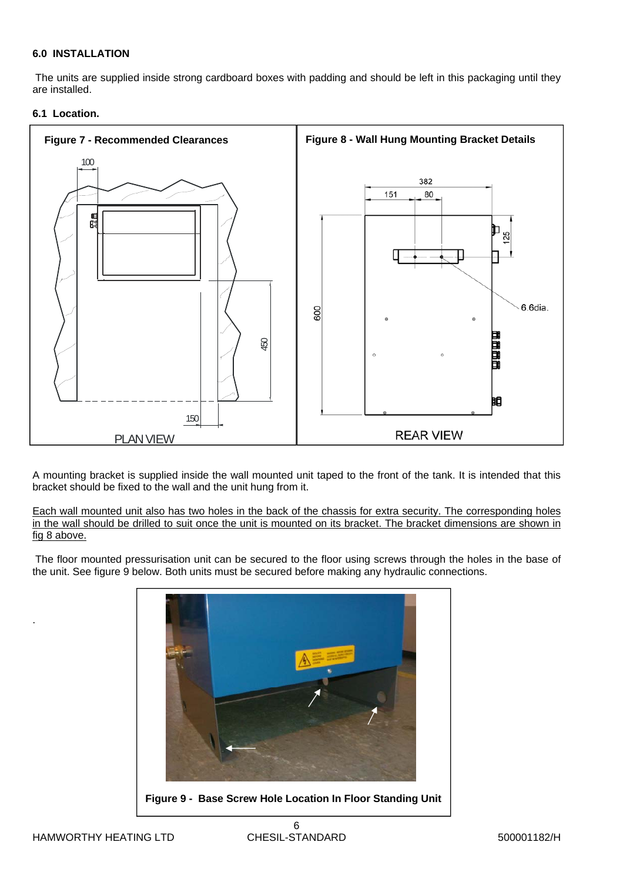## 6.0 INSTALLATION

The units are supplied inside strong cardboard boxes with padding and should be left in this packaging until they are installed.

### 6.1 Location.

**Figure 7 - Recommended Clearances**

**Figure 8 - Wall Hung Mounting Bracket Details**

A mounting bracket is supplied inside the wall mounted unit taped to the front of the tank. It is intended that this bracket should be fixed to the wall and the unit hung from it.

Each wall mounted unit also has two holes in the back of the chassis for extra security. The corresponding holes in the wall should be drilled to suit once the unit is mounted on its bracket. The bracket dimensions are shown in fig 8 above.

The floor mounted pressurisation unit can be secured to the floor using screws through the holes in the base of the unit. See figure 9 below. Both units must be secured before making any hydraulic connections.

**Figure 9 - Base Screw Hole Location In Floor Standing Unit**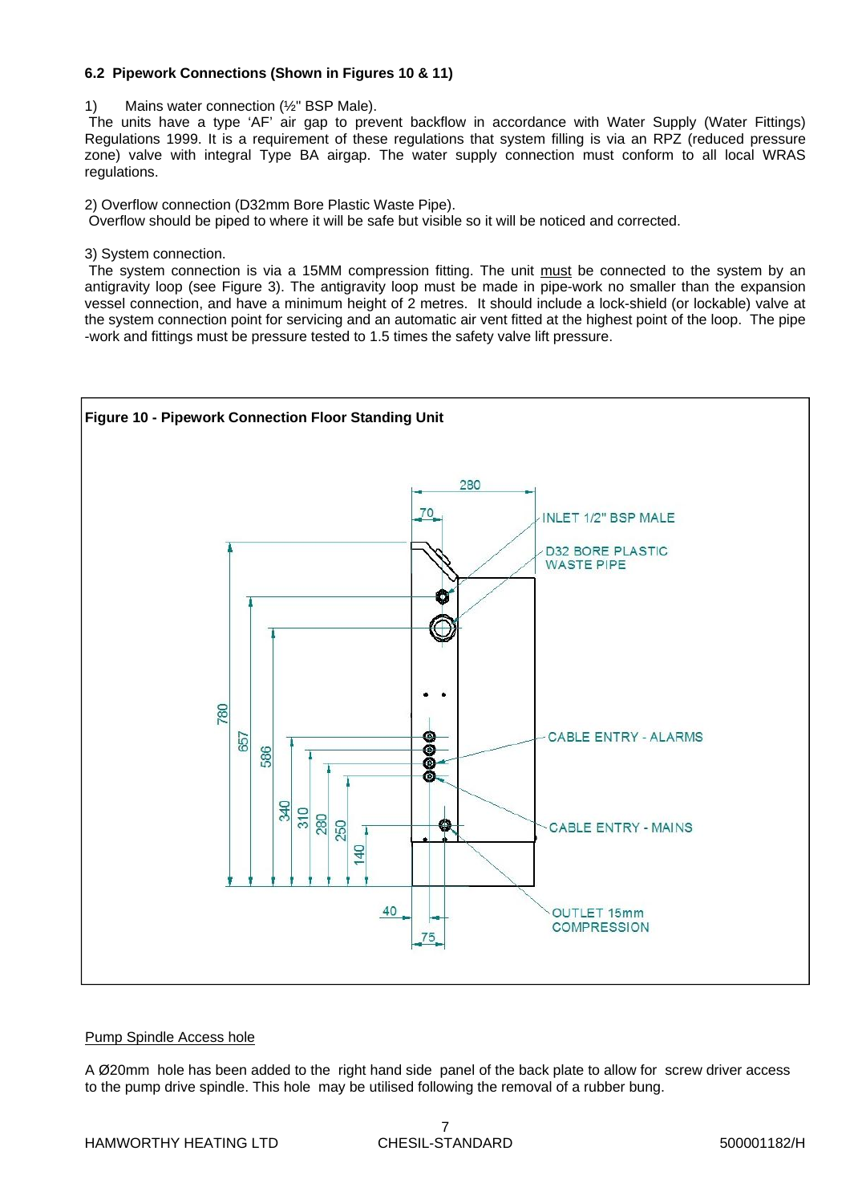### 6.2 Pipework Connections (Shown in Figures 10 & 11)

1) Mains water connection (½" BSP Male).

The units have a type 'AF' air gap to prevent backflow in accordance with Water Supply (Water Fittings) Regulations 1999. It is a requirement of these regulations that system filling is via an RPZ (reduced pressure zone) valve with integral Type BA airgap. The water supply connection must conform to all local WRAS regulations.

2) Overflow connection (D32mm Bore Plastic Waste Pipe).

Overflow should be piped to where it will be safe but visible so it will be noticed and corrected.

3) System connection.

The system connection is via a 15MM compression fitting. The unit must be connected to the system by an antigravity loop (see Figure 3). The antigravity loop must be made in pipe-work no smaller than the expansion vessel connection, and have a minimum height of 2 metres. It should include a lock-shield (or lockable) valve at the system connection point for servicing and an automatic air vent fitted at the highest point of the loop. The pipe -work and fittings must be pressure tested to 1.5 times the safety valve lift pressure.

**Figure 10 - Pipework Connection Floor Standing Unit**

280, 70, INLET 1/2" BSP MALE, D32 BORE PLASTIC WASTE PIPE, 780, 657, 586, CABLE ENTRY - ALARMS, 340, 310, 280, 250, 140, CABLE ENTRY - MAINS, 40, 75, OUTLET 15mm COMPRESSION

Pump Spindle Access hole

A Ø20mm hole has been added to the right hand side panel of the back plate to allow for screw driver access to the pump drive spindle. This hole may be utilised following the removal of a rubber bung.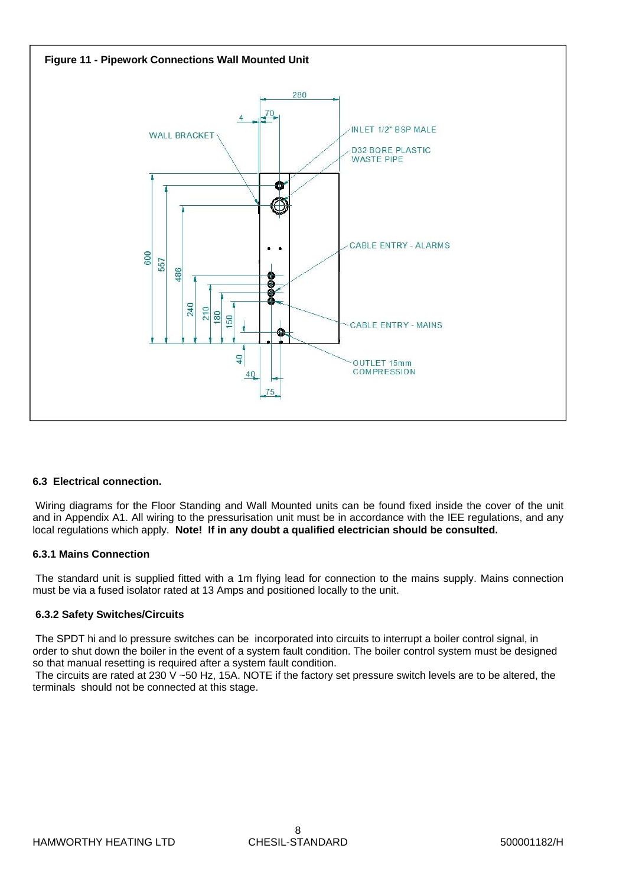**Figure 11 - Pipework Connections Wall Mounted Unit**

### 6.3 Electrical connection.

Wiring diagrams for the Floor Standing and Wall Mounted units can be found fixed inside the cover of the unit and in Appendix A1. All wiring to the pressurisation unit must be in accordance with the IEE regulations, and any local regulations which apply. **Note! If in any doubt a qualified electrician should be consulted.**

#### 6.3.1 Mains Connection

The standard unit is supplied fitted with a 1m flying lead for connection to the mains supply. Mains connection must be via a fused isolator rated at 13 Amps and positioned locally to the unit.

#### 6.3.2 Safety Switches/Circuits

The SPDT hi and lo pressure switches can be incorporated into circuits to interrupt a boiler control signal, in order to shut down the boiler in the event of a system fault condition. The boiler control system must be designed so that manual resetting is required after a system fault condition.

The circuits are rated at 230 V ~50 Hz, 15A. NOTE if the factory set pressure switch levels are to be altered, the terminals should not be connected at this stage.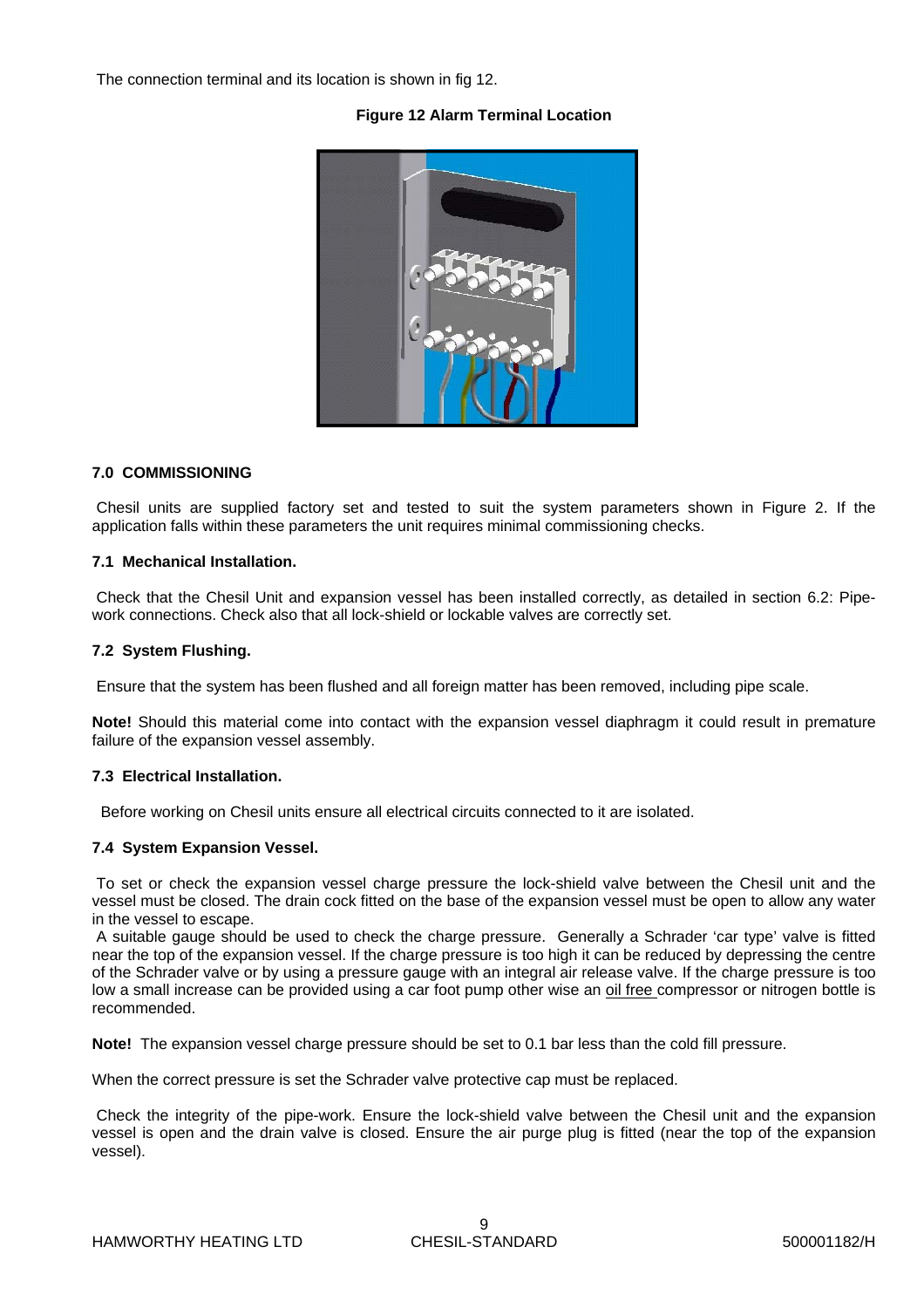The connection terminal and its location is shown in fig 12.

**Figure 12 Alarm Terminal Location**

## 7.0 COMMISSIONING

Chesil units are supplied factory set and tested to suit the system parameters shown in Figure 2. If the application falls within these parameters the unit requires minimal commissioning checks.

### 7.1 Mechanical Installation.

Check that the Chesil Unit and expansion vessel has been installed correctly, as detailed in section 6.2: Pipe-work connections. Check also that all lock-shield or lockable valves are correctly set.

### 7.2 System Flushing.

Ensure that the system has been flushed and all foreign matter has been removed, including pipe scale.

**Note!** Should this material come into contact with the expansion vessel diaphragm it could result in premature failure of the expansion vessel assembly.

### 7.3 Electrical Installation.

Before working on Chesil units ensure all electrical circuits connected to it are isolated.

### 7.4 System Expansion Vessel.

To set or check the expansion vessel charge pressure the lock-shield valve between the Chesil unit and the vessel must be closed. The drain cock fitted on the base of the expansion vessel must be open to allow any water in the vessel to escape.

A suitable gauge should be used to check the charge pressure. Generally a Schrader 'car type' valve is fitted near the top of the expansion vessel. If the charge pressure is too high it can be reduced by depressing the centre of the Schrader valve or by using a pressure gauge with an integral air release valve. If the charge pressure is too low a small increase can be provided using a car foot pump other wise an <u>oil free</u> compressor or nitrogen bottle is recommended.

**Note!** The expansion vessel charge pressure should be set to 0.1 bar less than the cold fill pressure.

When the correct pressure is set the Schrader valve protective cap must be replaced.

Check the integrity of the pipe-work. Ensure the lock-shield valve between the Chesil unit and the expansion vessel is open and the drain valve is closed. Ensure the air purge plug is fitted (near the top of the expansion vessel).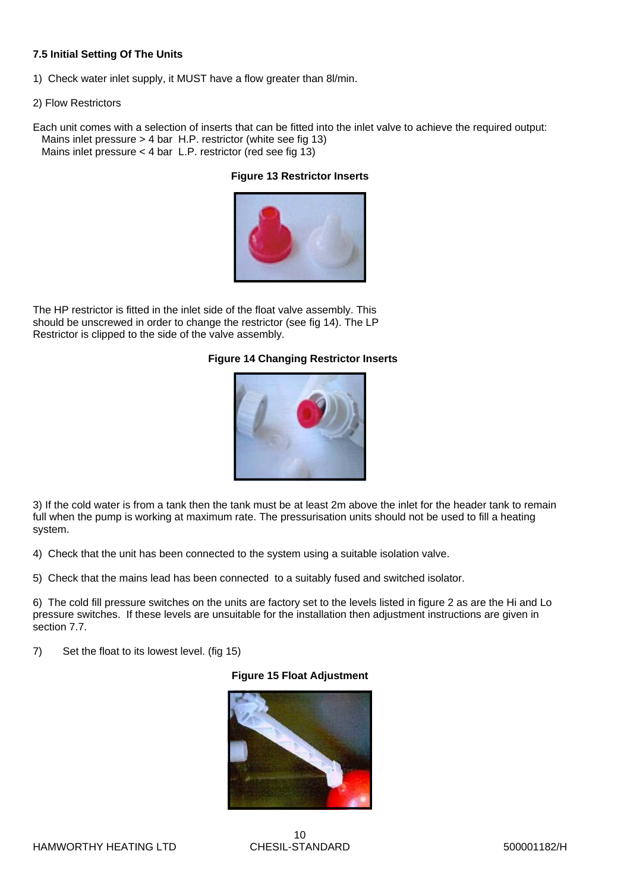### 7.5 Initial Setting Of The Units

1) Check water inlet supply, it MUST have a flow greater than 8l/min.

2) Flow Restrictors

Each unit comes with a selection of inserts that can be fitted into the inlet valve to achieve the required output:
Mains inlet pressure > 4 bar H.P. restrictor (white see fig 13)
Mains inlet pressure < 4 bar L.P. restrictor (red see fig 13)

**Figure 13 Restrictor Inserts**

The HP restrictor is fitted in the inlet side of the float valve assembly. This should be unscrewed in order to change the restrictor (see fig 14). The LP Restrictor is clipped to the side of the valve assembly.

**Figure 14 Changing Restrictor Inserts**

3) If the cold water is from a tank then the tank must be at least 2m above the inlet for the header tank to remain full when the pump is working at maximum rate. The pressurisation units should not be used to fill a heating system.

4) Check that the unit has been connected to the system using a suitable isolation valve.

5) Check that the mains lead has been connected to a suitably fused and switched isolator.

6) The cold fill pressure switches on the units are factory set to the levels listed in figure 2 as are the Hi and Lo pressure switches. If these levels are unsuitable for the installation then adjustment instructions are given in section 7.7.

7) Set the float to its lowest level. (fig 15)

**Figure 15 Float Adjustment**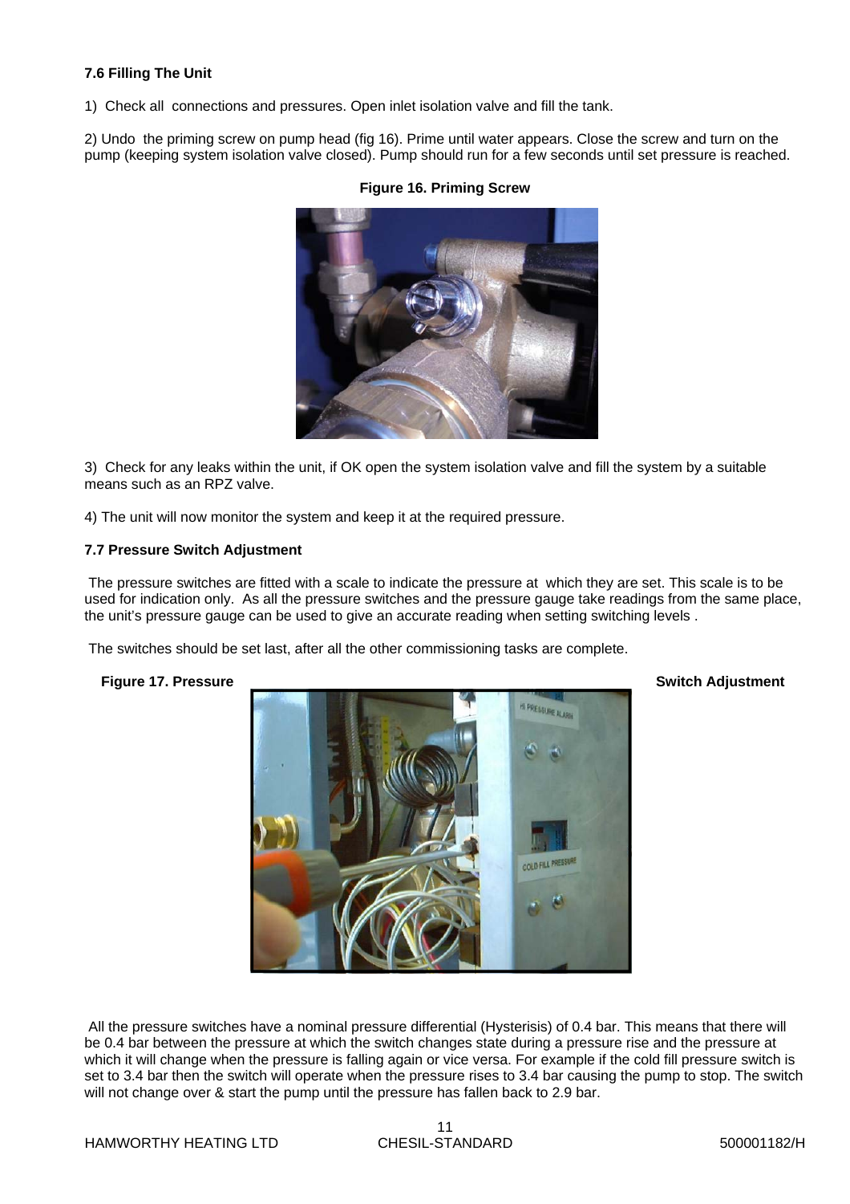**7.6 Filling The Unit**

1) Check all connections and pressures. Open inlet isolation valve and fill the tank.

2) Undo the priming screw on pump head (fig 16). Prime until water appears. Close the screw and turn on the pump (keeping system isolation valve closed). Pump should run for a few seconds until set pressure is reached.

**Figure 16. Priming Screw**

3) Check for any leaks within the unit, if OK open the system isolation valve and fill the system by a suitable means such as an RPZ valve.

4) The unit will now monitor the system and keep it at the required pressure.

**7.7 Pressure Switch Adjustment**

The pressure switches are fitted with a scale to indicate the pressure at which they are set. This scale is to be used for indication only. As all the pressure switches and the pressure gauge take readings from the same place, the unit's pressure gauge can be used to give an accurate reading when setting switching levels .

The switches should be set last, after all the other commissioning tasks are complete.

**Figure 17. Pressure Switch Adjustment**

All the pressure switches have a nominal pressure differential (Hysterisis) of 0.4 bar. This means that there will be 0.4 bar between the pressure at which the switch changes state during a pressure rise and the pressure at which it will change when the pressure is falling again or vice versa. For example if the cold fill pressure switch is set to 3.4 bar then the switch will operate when the pressure rises to 3.4 bar causing the pump to stop. The switch will not change over & start the pump until the pressure has fallen back to 2.9 bar.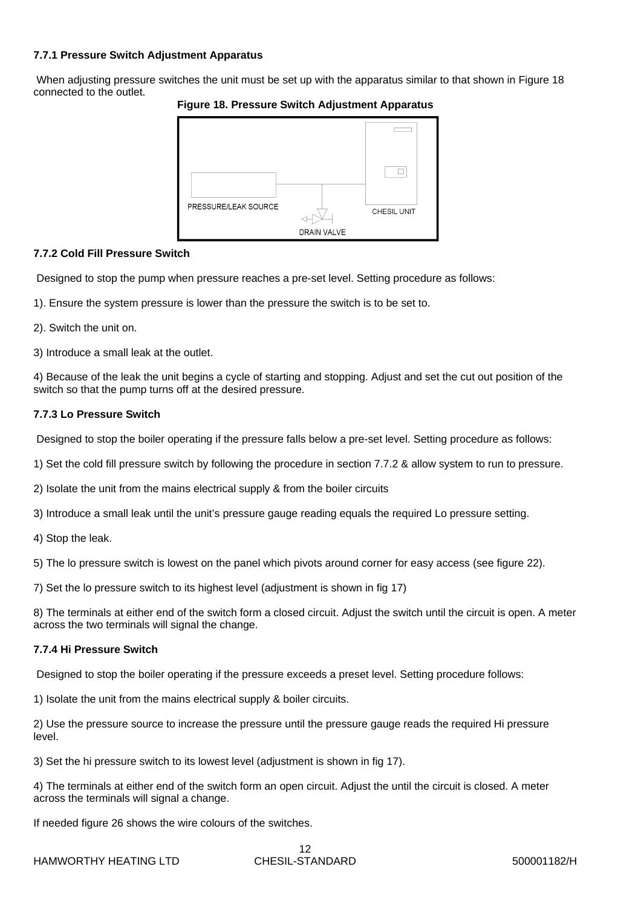#### 7.7.1 Pressure Switch Adjustment Apparatus

When adjusting pressure switches the unit must be set up with the apparatus similar to that shown in Figure 18 connected to the outlet.

**Figure 18. Pressure Switch Adjustment Apparatus**

PRESSURE/LEAK SOURCE

DRAIN VALVE

CHESIL UNIT

#### 7.7.2 Cold Fill Pressure Switch

Designed to stop the pump when pressure reaches a pre-set level. Setting procedure as follows:

1). Ensure the system pressure is lower than the pressure the switch is to be set to.

2). Switch the unit on.

3) Introduce a small leak at the outlet.

4) Because of the leak the unit begins a cycle of starting and stopping. Adjust and set the cut out position of the switch so that the pump turns off at the desired pressure.

#### 7.7.3 Lo Pressure Switch

Designed to stop the boiler operating if the pressure falls below a pre-set level. Setting procedure as follows:

1) Set the cold fill pressure switch by following the procedure in section 7.7.2 & allow system to run to pressure.

2) Isolate the unit from the mains electrical supply & from the boiler circuits

3) Introduce a small leak until the unit's pressure gauge reading equals the required Lo pressure setting.

4) Stop the leak.

5) The lo pressure switch is lowest on the panel which pivots around corner for easy access (see figure 22).

7) Set the lo pressure switch to its highest level (adjustment is shown in fig 17)

8) The terminals at either end of the switch form a closed circuit. Adjust the switch until the circuit is open. A meter across the two terminals will signal the change.

#### 7.7.4 Hi Pressure Switch

Designed to stop the boiler operating if the pressure exceeds a preset level. Setting procedure follows:

1) Isolate the unit from the mains electrical supply & boiler circuits.

2) Use the pressure source to increase the pressure until the pressure gauge reads the required Hi pressure level.

3) Set the hi pressure switch to its lowest level (adjustment is shown in fig 17).

4) The terminals at either end of the switch form an open circuit. Adjust the until the circuit is closed. A meter across the terminals will signal a change.

If needed figure 26 shows the wire colours of the switches.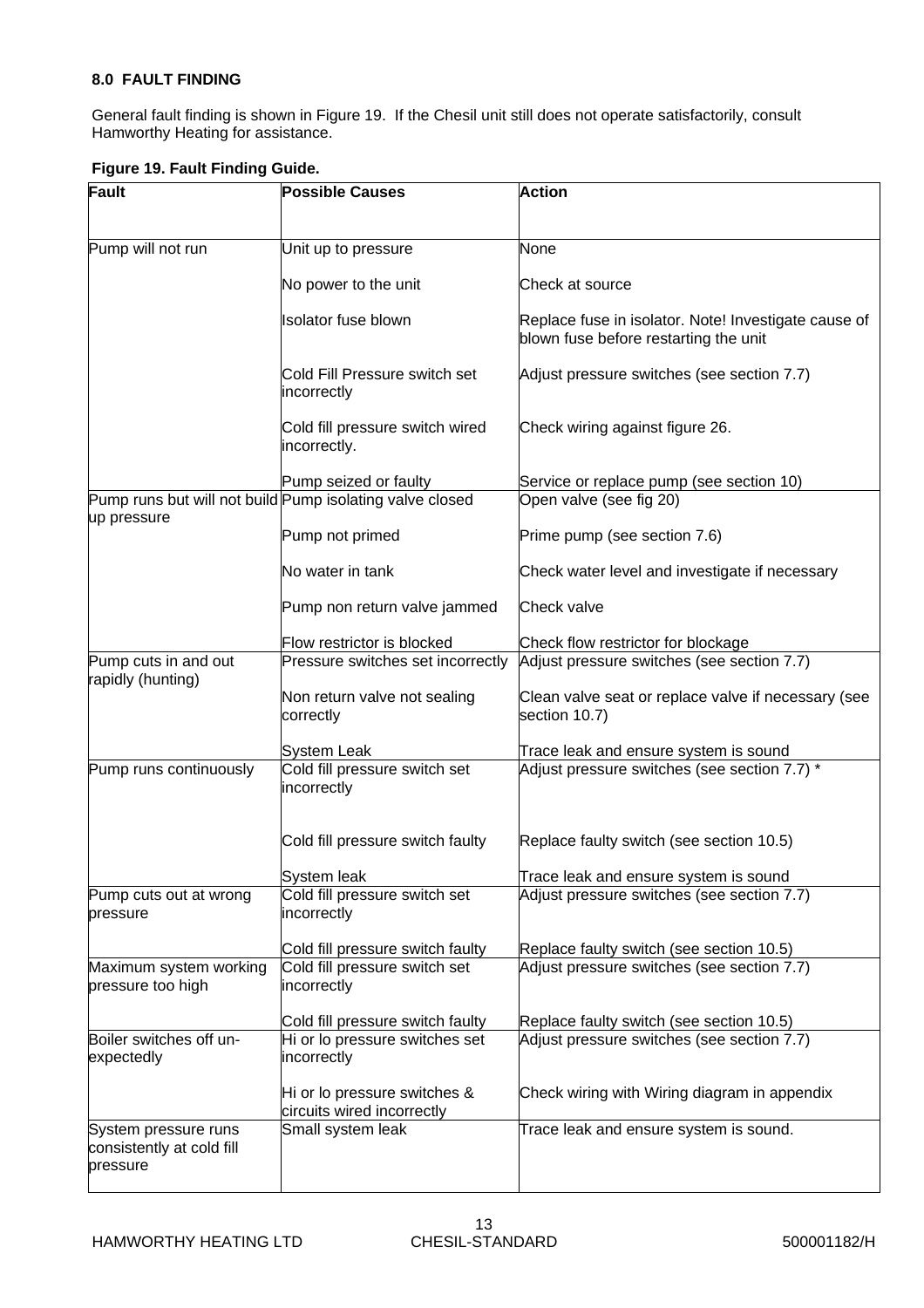## 8.0 FAULT FINDING

General fault finding is shown in Figure 19. If the Chesil unit still does not operate satisfactorily, consult Hamworthy Heating for assistance.

**Figure 19. Fault Finding Guide.**

| Fault | Possible Causes | Action |
|---|---|---|
| Pump will not run | Unit up to pressure | None |
| | No power to the unit | Check at source |
| | Isolator fuse blown | Replace fuse in isolator. Note! Investigate cause of blown fuse before restarting the unit |
| | Cold Fill Pressure switch set incorrectly | Adjust pressure switches (see section 7.7) |
| | Cold fill pressure switch wired incorrectly. | Check wiring against figure 26. |
| | Pump seized or faulty | Service or replace pump (see section 10) |
| Pump runs but will not build up pressure | Pump isolating valve closed | Open valve (see fig 20) |
| | Pump not primed | Prime pump (see section 7.6) |
| | No water in tank | Check water level and investigate if necessary |
| | Pump non return valve jammed | Check valve |
| | Flow restrictor is blocked | Check flow restrictor for blockage |
| Pump cuts in and out rapidly (hunting) | Pressure switches set incorrectly | Adjust pressure switches (see section 7.7) |
| | Non return valve not sealing correctly | Clean valve seat or replace valve if necessary (see section 10.7) |
| | System Leak | Trace leak and ensure system is sound |
| Pump runs continuously | Cold fill pressure switch set incorrectly | Adjust pressure switches (see section 7.7) * |
| | Cold fill pressure switch faulty | Replace faulty switch (see section 10.5) |
| | System leak | Trace leak and ensure system is sound |
| Pump cuts out at wrong pressure | Cold fill pressure switch set incorrectly | Adjust pressure switches (see section 7.7) |
| | Cold fill pressure switch faulty | Replace faulty switch (see section 10.5) |
| Maximum system working pressure too high | Cold fill pressure switch set incorrectly | Adjust pressure switches (see section 7.7) |
| | Cold fill pressure switch faulty | Replace faulty switch (see section 10.5) |
| Boiler switches off un-expectedly | Hi or lo pressure switches set incorrectly | Adjust pressure switches (see section 7.7) |
| | Hi or lo pressure switches & circuits wired incorrectly | Check wiring with Wiring diagram in appendix |
| System pressure runs consistently at cold fill pressure | Small system leak | Trace leak and ensure system is sound. |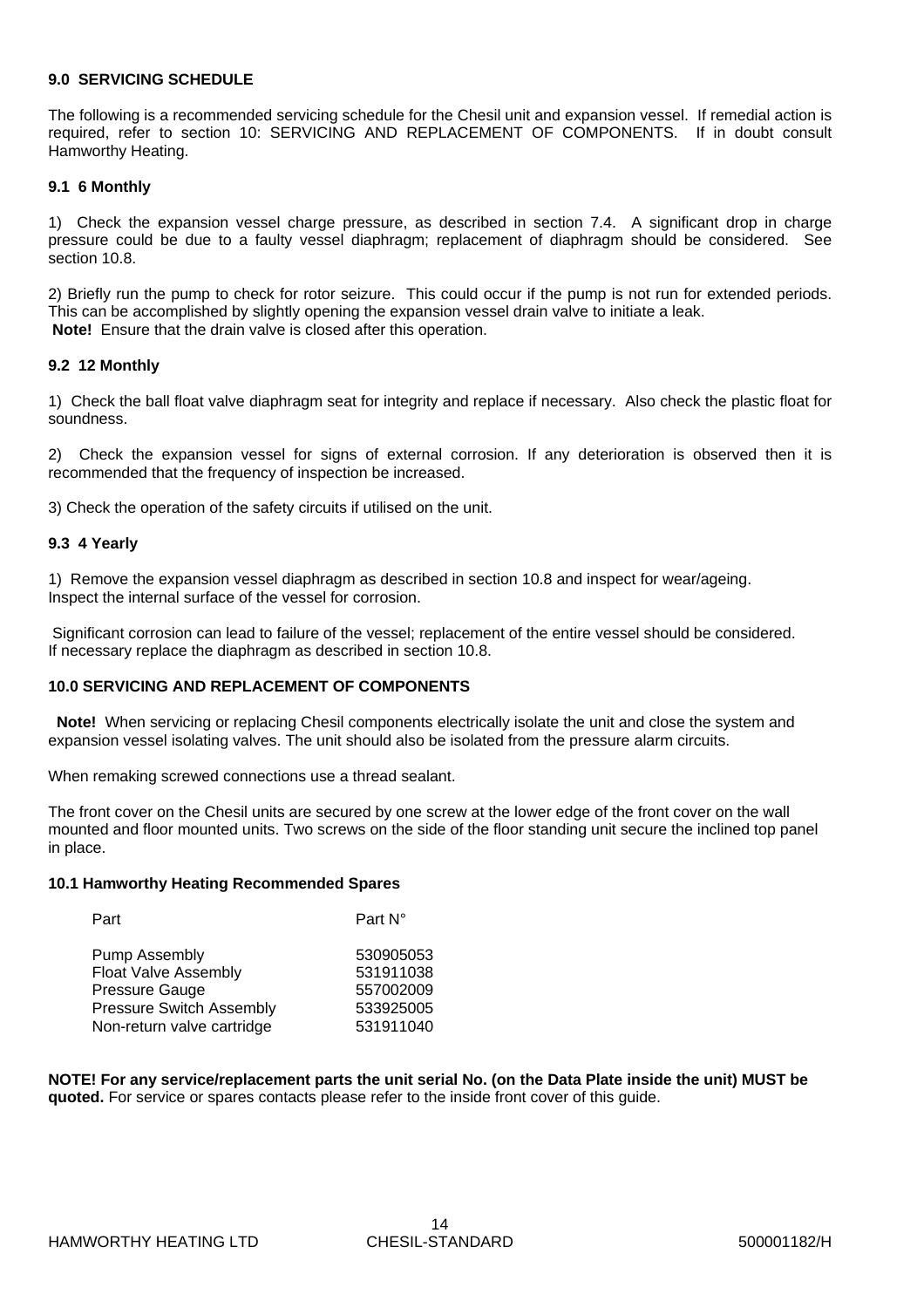## 9.0 SERVICING SCHEDULE

The following is a recommended servicing schedule for the Chesil unit and expansion vessel. If remedial action is required, refer to section 10: SERVICING AND REPLACEMENT OF COMPONENTS. If in doubt consult Hamworthy Heating.

### 9.1 6 Monthly

1) Check the expansion vessel charge pressure, as described in section 7.4. A significant drop in charge pressure could be due to a faulty vessel diaphragm; replacement of diaphragm should be considered. See section 10.8.

2) Briefly run the pump to check for rotor seizure. This could occur if the pump is not run for extended periods. This can be accomplished by slightly opening the expansion vessel drain valve to initiate a leak.
**Note!** Ensure that the drain valve is closed after this operation.

### 9.2 12 Monthly

1) Check the ball float valve diaphragm seat for integrity and replace if necessary. Also check the plastic float for soundness.

2) Check the expansion vessel for signs of external corrosion. If any deterioration is observed then it is recommended that the frequency of inspection be increased.

3) Check the operation of the safety circuits if utilised on the unit.

### 9.3 4 Yearly

1) Remove the expansion vessel diaphragm as described in section 10.8 and inspect for wear/ageing. Inspect the internal surface of the vessel for corrosion.

Significant corrosion can lead to failure of the vessel; replacement of the entire vessel should be considered. If necessary replace the diaphragm as described in section 10.8.

## 10.0 SERVICING AND REPLACEMENT OF COMPONENTS

**Note!** When servicing or replacing Chesil components electrically isolate the unit and close the system and expansion vessel isolating valves. The unit should also be isolated from the pressure alarm circuits.

When remaking screwed connections use a thread sealant.

The front cover on the Chesil units are secured by one screw at the lower edge of the front cover on the wall mounted and floor mounted units. Two screws on the side of the floor standing unit secure the inclined top panel in place.

### 10.1 Hamworthy Heating Recommended Spares

| Part | Part N° |
|---|---|
| Pump Assembly | 530905053 |
| Float Valve Assembly | 531911038 |
| Pressure Gauge | 557002009 |
| Pressure Switch Assembly | 533925005 |
| Non-return valve cartridge | 531911040 |

**NOTE! For any service/replacement parts the unit serial No. (on the Data Plate inside the unit) MUST be quoted.** For service or spares contacts please refer to the inside front cover of this guide.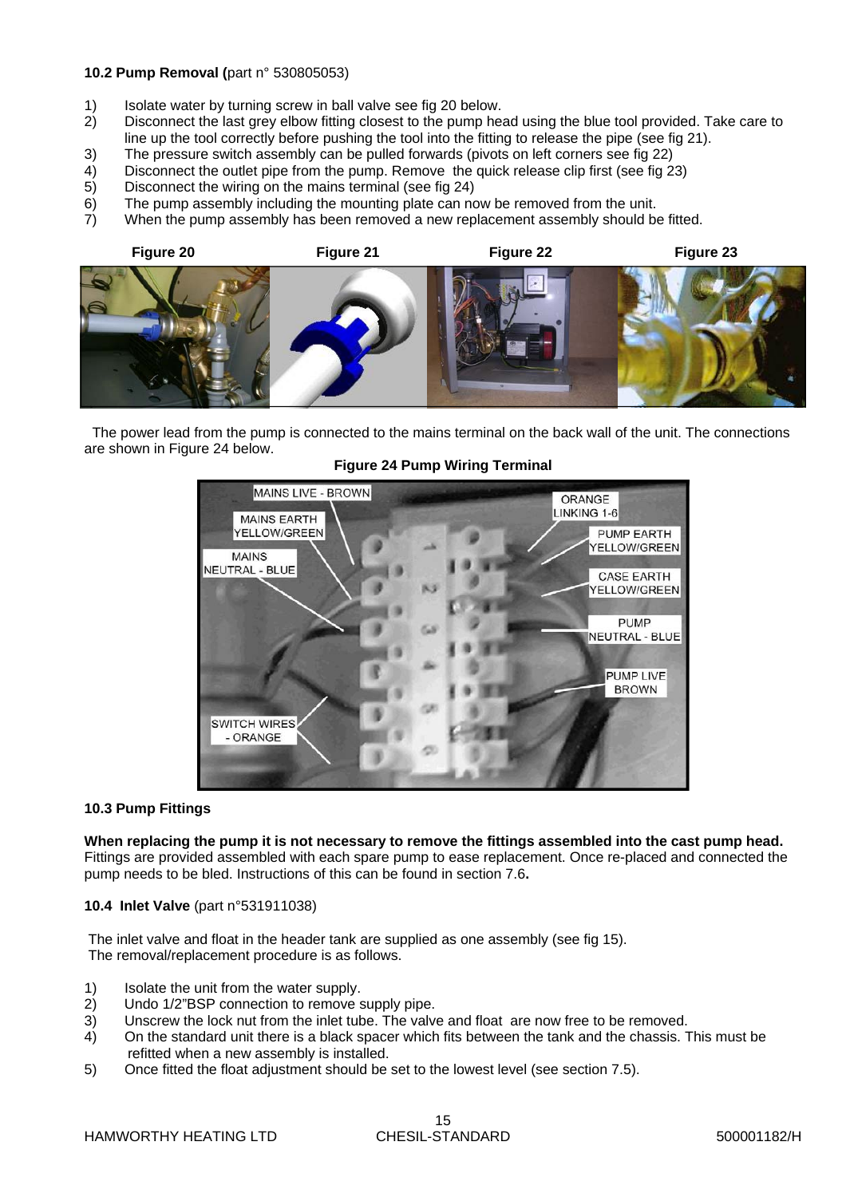**10.2 Pump Removal (**part n° 530805053)

1) Isolate water by turning screw in ball valve see fig 20 below.
2) Disconnect the last grey elbow fitting closest to the pump head using the blue tool provided. Take care to line up the tool correctly before pushing the tool into the fitting to release the pipe (see fig 21).
3) The pressure switch assembly can be pulled forwards (pivots on left corners see fig 22)
4) Disconnect the outlet pipe from the pump. Remove the quick release clip first (see fig 23)
5) Disconnect the wiring on the mains terminal (see fig 24)
6) The pump assembly including the mounting plate can now be removed from the unit.
7) When the pump assembly has been removed a new replacement assembly should be fitted.

**Figure 20** **Figure 21** **Figure 22** **Figure 23**

The power lead from the pump is connected to the mains terminal on the back wall of the unit. The connections are shown in Figure 24 below.

**Figure 24 Pump Wiring Terminal**

MAINS LIVE - BROWN
MAINS EARTH YELLOW/GREEN
MAINS NEUTRAL - BLUE
SWITCH WIRES - ORANGE
ORANGE LINKING 1-6
PUMP EARTH YELLOW/GREEN
CASE EARTH YELLOW/GREEN
PUMP NEUTRAL - BLUE
PUMP LIVE BROWN

**10.3 Pump Fittings**

**When replacing the pump it is not necessary to remove the fittings assembled into the cast pump head.** Fittings are provided assembled with each spare pump to ease replacement. Once re-placed and connected the pump needs to be bled. Instructions of this can be found in section 7.6**.**

**10.4 Inlet Valve** (part n°531911038)

The inlet valve and float in the header tank are supplied as one assembly (see fig 15).
The removal/replacement procedure is as follows.

1) Isolate the unit from the water supply.
2) Undo 1/2"BSP connection to remove supply pipe.
3) Unscrew the lock nut from the inlet tube. The valve and float are now free to be removed.
4) On the standard unit there is a black spacer which fits between the tank and the chassis. This must be refitted when a new assembly is installed.
5) Once fitted the float adjustment should be set to the lowest level (see section 7.5).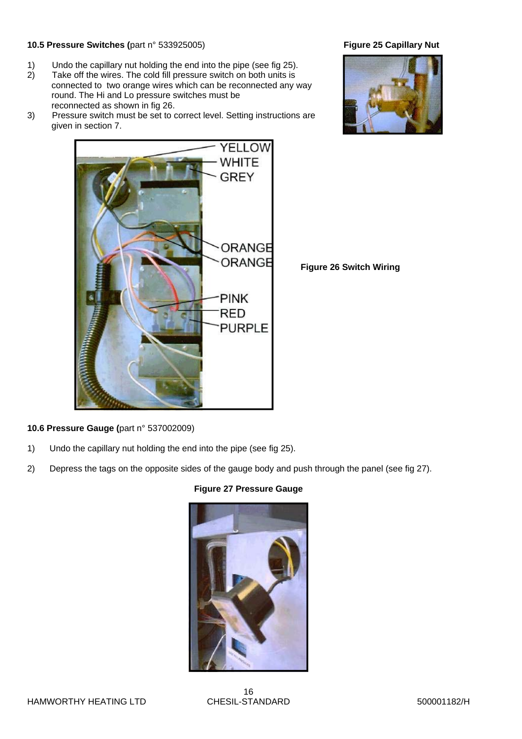### 10.5 Pressure Switches (part n° 533925005)

1) Undo the capillary nut holding the end into the pipe (see fig 25).
2) Take off the wires. The cold fill pressure switch on both units is connected to two orange wires which can be reconnected any way round. The Hi and Lo pressure switches must be reconnected as shown in fig 26.
3) Pressure switch must be set to correct level. Setting instructions are given in section 7.

**Figure 25 Capillary Nut**

**Figure 26 Switch Wiring**

### 10.6 Pressure Gauge (part n° 537002009)

1) Undo the capillary nut holding the end into the pipe (see fig 25).

2) Depress the tags on the opposite sides of the gauge body and push through the panel (see fig 27).

**Figure 27 Pressure Gauge**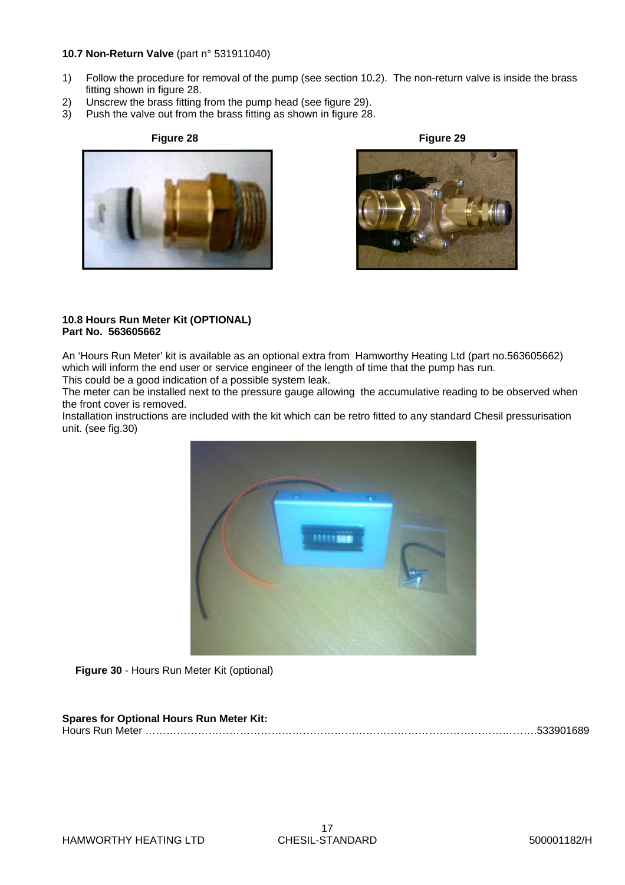**10.7 Non-Return Valve** (part n° 531911040)

1) Follow the procedure for removal of the pump (see section 10.2). The non-return valve is inside the brass fitting shown in figure 28.
2) Unscrew the brass fitting from the pump head (see figure 29).
3) Push the valve out from the brass fitting as shown in figure 28.

**Figure 28**

**Figure 29**

**10.8 Hours Run Meter Kit (OPTIONAL)**
**Part No. 563605662**

An 'Hours Run Meter' kit is available as an optional extra from Hamworthy Heating Ltd (part no.563605662) which will inform the end user or service engineer of the length of time that the pump has run.
This could be a good indication of a possible system leak.
The meter can be installed next to the pressure gauge allowing the accumulative reading to be observed when the front cover is removed.
Installation instructions are included with the kit which can be retro fitted to any standard Chesil pressurisation unit. (see fig.30)

**Figure 30** - Hours Run Meter Kit (optional)

**Spares for Optional Hours Run Meter Kit:**
Hours Run Meter ……………………………………………………………………………………………….533901689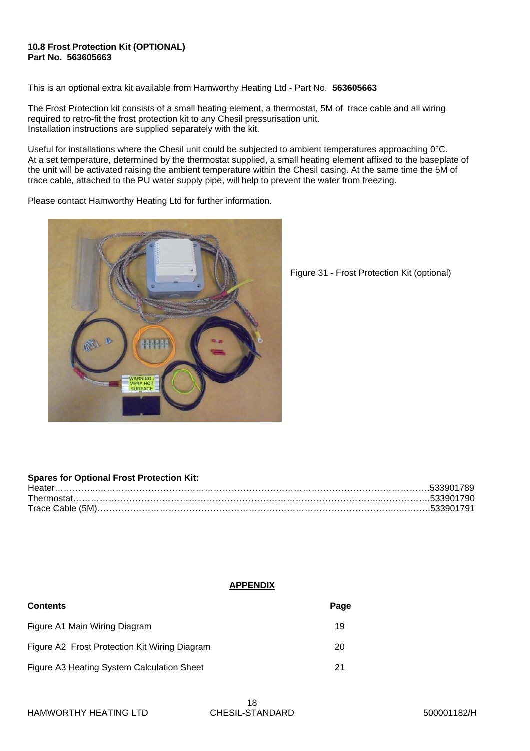**10.8 Frost Protection Kit (OPTIONAL)**
**Part No. 563605663**

This is an optional extra kit available from Hamworthy Heating Ltd - Part No. **563605663**

The Frost Protection kit consists of a small heating element, a thermostat, 5M of trace cable and all wiring required to retro-fit the frost protection kit to any Chesil pressurisation unit.
Installation instructions are supplied separately with the kit.

Useful for installations where the Chesil unit could be subjected to ambient temperatures approaching 0°C.
At a set temperature, determined by the thermostat supplied, a small heating element affixed to the baseplate of the unit will be activated raising the ambient temperature within the Chesil casing. At the same time the 5M of trace cable, attached to the PU water supply pipe, will help to prevent the water from freezing.

Please contact Hamworthy Heating Ltd for further information.

Figure 31 - Frost Protection Kit (optional)

**Spares for Optional Frost Protection Kit:**

Heater……………………………………………………………………………………………………….533901789
Thermostat………………………………………………………………………………………………….533901790
Trace Cable (5M)……………………………………………………………………………………………533901791

**APPENDIX**

| **Contents** | **Page** |
|---|---|
| Figure A1 Main Wiring Diagram | 19 |
| Figure A2 Frost Protection Kit Wiring Diagram | 20 |
| Figure A3 Heating System Calculation Sheet | 21 |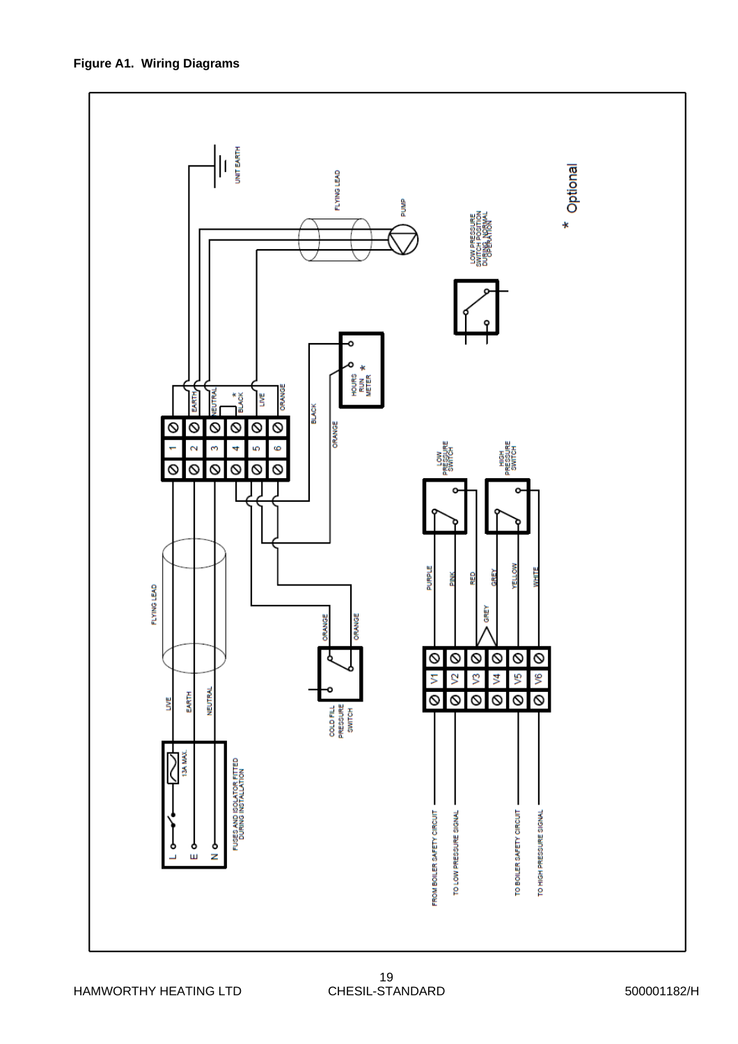**Figure A1. Wiring Diagrams**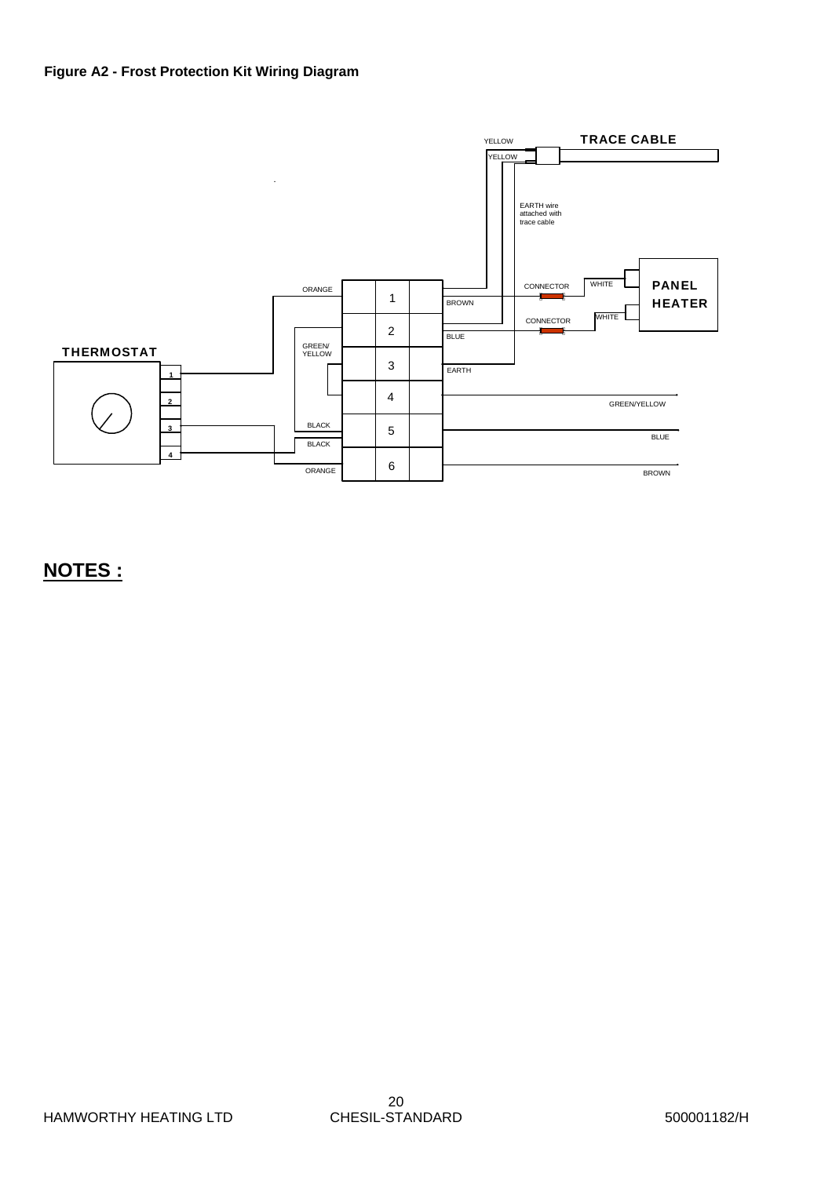**Figure A2 - Frost Protection Kit Wiring Diagram**

YELLOW

TRACE CABLE

YELLOW

EARTH wire attached with trace cable

PANEL HEATER

CONNECTOR

WHITE

ORANGE

1

BROWN

CONNECTOR

WHITE

2

BLUE

GREEN/ YELLOW

THERMOSTAT

3

EARTH

1

4

GREEN/YELLOW

2

BLACK

3

5

BLUE

BLACK

4

ORANGE

6

BROWN

## NOTES :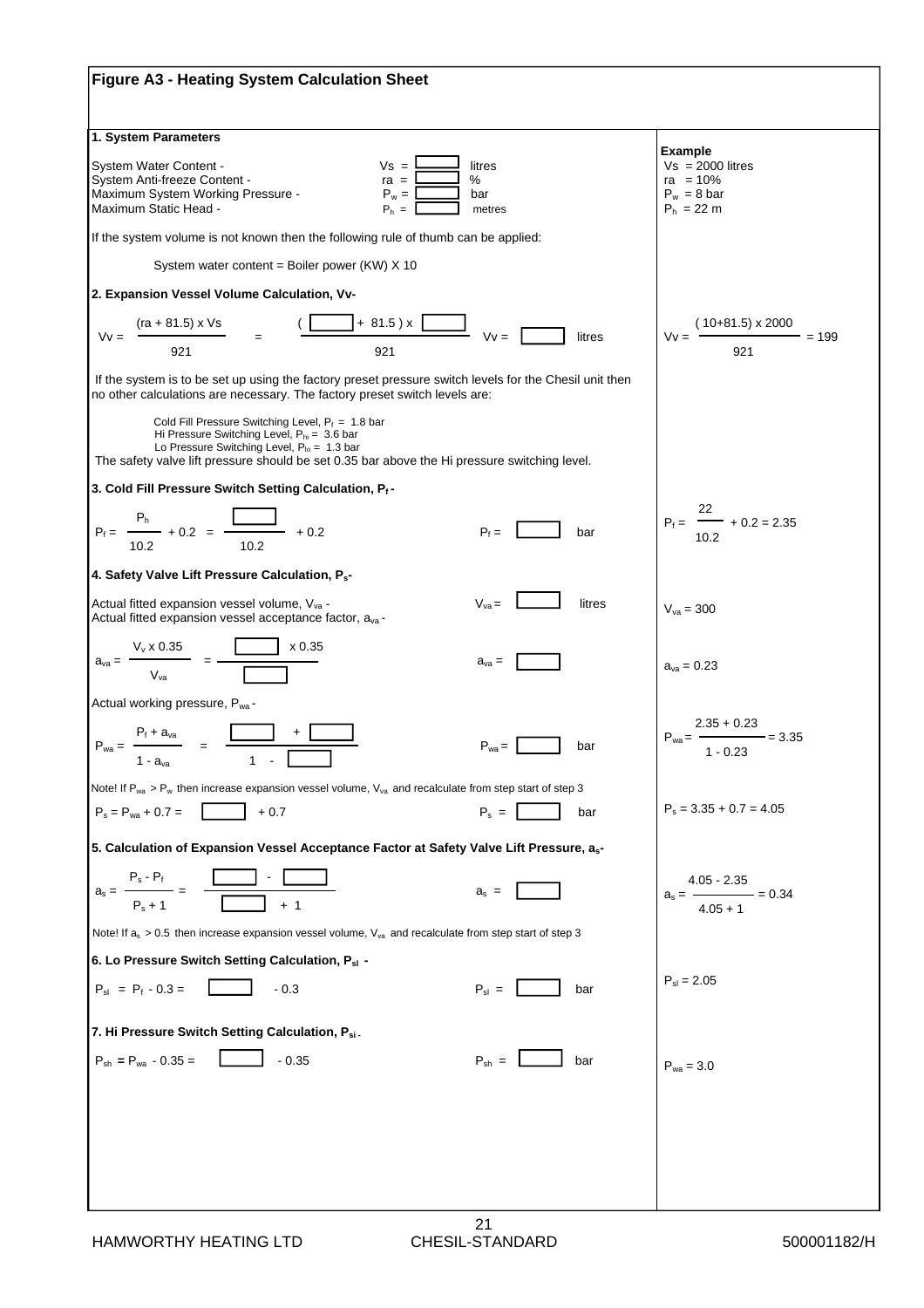# Figure A3 - Heating System Calculation Sheet

## 1. System Parameters

| | | | | Example |
|---|---|---|---|---|
| System Water Content - | $V_s$ = | | litres | $V_s$ = 2000 litres |
| System Anti-freeze Content - | ra = | | % | ra = 10% |
| Maximum System Working Pressure - | $P_w$ = | | bar | $P_w$ = 8 bar |
| Maximum Static Head - | $P_h$ = | | metres | $P_h$ = 22 m |

If the system volume is not known then the following rule of thumb can be applied:

System water content = Boiler power (KW) X 10

## 2. Expansion Vessel Volume Calculation, Vv-

$$V_v = \frac{(ra + 81.5) \times V_s}{921} = \frac{(\quad + 81.5) \times \quad}{921} \qquad V_v = \quad \text{litres}$$

Example: $V_v = \dfrac{(10+81.5) \times 2000}{921} = 199$

If the system is to be set up using the factory preset pressure switch levels for the Chesil unit then no other calculations are necessary. The factory preset switch levels are:

Cold Fill Pressure Switching Level, $P_f$ = 1.8 bar
Hi Pressure Switching Level, $P_{hi}$ = 3.6 bar
Lo Pressure Switching Level, $P_{lo}$ = 1.3 bar

The safety valve lift pressure should be set 0.35 bar above the Hi pressure switching level.

## 3. Cold Fill Pressure Switch Setting Calculation, $P_f$ -

$$P_f = \frac{P_h}{10.2} + 0.2 = \frac{\quad}{10.2} + 0.2 \qquad P_f = \quad \text{bar}$$

Example: $P_f = \dfrac{22}{10.2} + 0.2 = 2.35$

## 4. Safety Valve Lift Pressure Calculation, $P_s$-

Actual fitted expansion vessel volume, $V_{va}$ - $\qquad V_{va}$ = litres

Actual fitted expansion vessel acceptance factor, $a_{va}$ -

Example: $V_{va} = 300$

$$a_{va} = \frac{V_v \times 0.35}{V_{va}} = \frac{\quad \times 0.35}{\quad} \qquad a_{va} = $$

Example: $a_{va} = 0.23$

Actual working pressure, $P_{wa}$ -

$$P_{wa} = \frac{P_f + a_{va}}{1 - a_{va}} = \frac{\quad + \quad}{1 - \quad} \qquad P_{wa} = \quad \text{bar}$$

Example: $P_{wa} = \dfrac{2.35 + 0.23}{1 - 0.23} = 3.35$

Note! If $P_{wa} > P_w$ then increase expansion vessel volume, $V_{va}$ and recalculate from step start of step 3

$$P_s = P_{wa} + 0.7 = \quad + 0.7 \qquad P_s = \quad \text{bar}$$

Example: $P_s = 3.35 + 0.7 = 4.05$

## 5. Calculation of Expansion Vessel Acceptance Factor at Safety Valve Lift Pressure, $a_s$-

$$a_s = \frac{P_s - P_f}{P_s + 1} = \frac{\quad - \quad}{\quad + 1} \qquad a_s = $$

Example: $a_s = \dfrac{4.05 - 2.35}{4.05 + 1} = 0.34$

Note! If $a_s > 0.5$ then increase expansion vessel volume, $V_{va}$ and recalculate from step start of step 3

## 6. Lo Pressure Switch Setting Calculation, $P_{sl}$ -

$$P_{sl} = P_f - 0.3 = \quad - 0.3 \qquad P_{sl} = \quad \text{bar}$$

Example: $P_{sl} = 2.05$

## 7. Hi Pressure Switch Setting Calculation, $P_{si}$ -

$$P_{sh} = P_{wa} - 0.35 = \quad - 0.35 \qquad P_{sh} = \quad \text{bar}$$

Example: $P_{wa} = 3.0$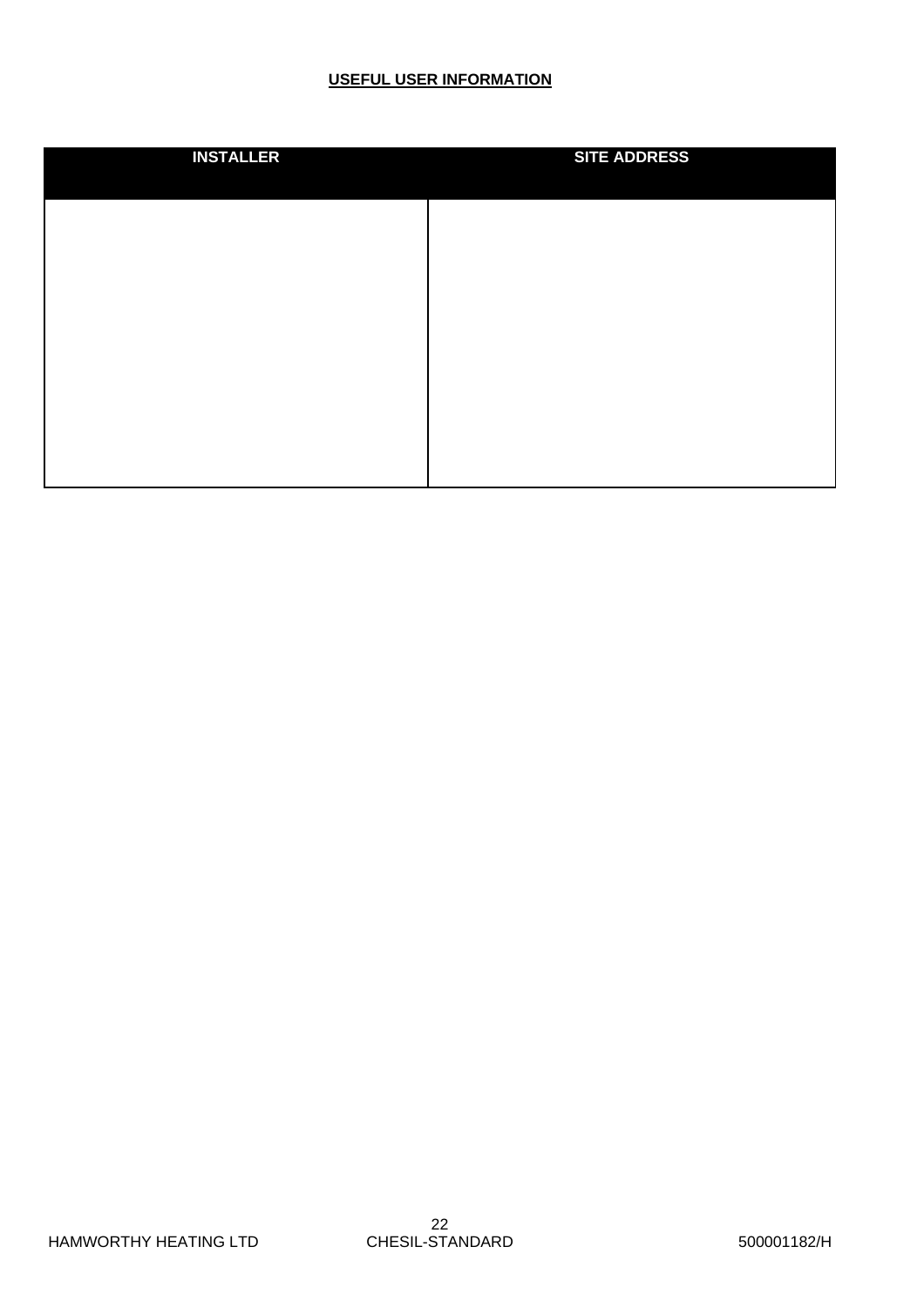**USEFUL USER INFORMATION**

| INSTALLER | SITE ADDRESS |
| --- | --- |
| | |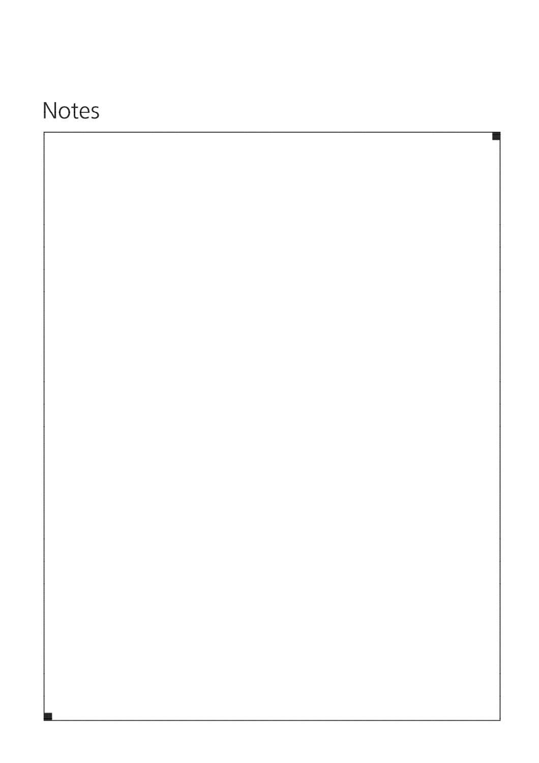# Notes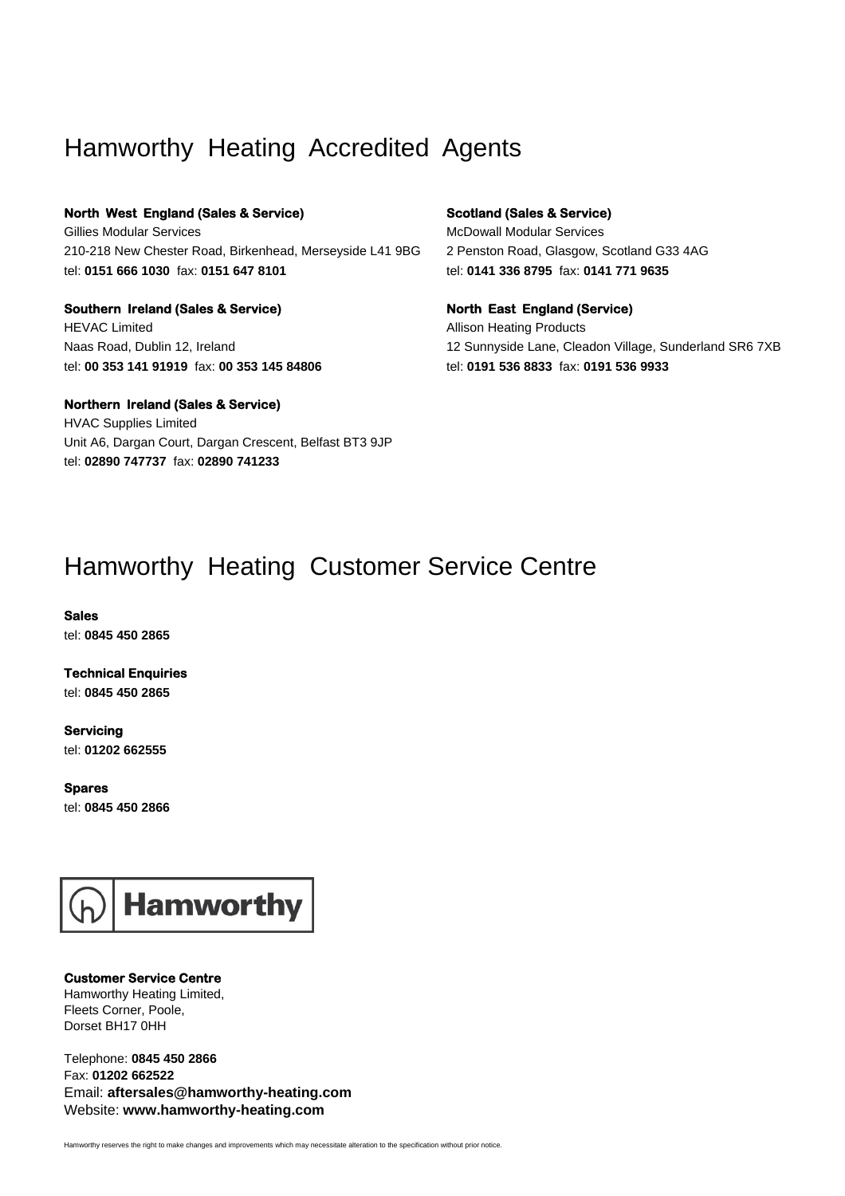# Hamworthy Heating Accredited Agents

**North West England (Sales & Service)**
Gillies Modular Services
210-218 New Chester Road, Birkenhead, Merseyside L41 9BG
tel: **0151 666 1030** fax: **0151 647 8101**

**Southern Ireland (Sales & Service)**
HEVAC Limited
Naas Road, Dublin 12, Ireland
tel: **00 353 141 91919** fax: **00 353 145 84806**

**Northern Ireland (Sales & Service)**
HVAC Supplies Limited
Unit A6, Dargan Court, Dargan Crescent, Belfast BT3 9JP
tel: **02890 747737** fax: **02890 741233**

**Scotland (Sales & Service)**
McDowall Modular Services
2 Penston Road, Glasgow, Scotland G33 4AG
tel: **0141 336 8795** fax: **0141 771 9635**

**North East England (Service)**
Allison Heating Products
12 Sunnyside Lane, Cleadon Village, Sunderland SR6 7XB
tel: **0191 536 8833** fax: **0191 536 9933**

# Hamworthy Heating Customer Service Centre

**Sales**
tel: **0845 450 2865**

**Technical Enquiries**
tel: **0845 450 2865**

**Servicing**
tel: **01202 662555**

**Spares**
tel: **0845 450 2866**

**Hamworthy**

**Customer Service Centre**
Hamworthy Heating Limited,
Fleets Corner, Poole,
Dorset BH17 0HH

Telephone: **0845 450 2866**
Fax: **01202 662522**
Email: **aftersales@hamworthy-heating.com**
Website: **www.hamworthy-heating.com**

Hamworthy reserves the right to make changes and improvements which may necessitate alteration to the specification without prior notice.